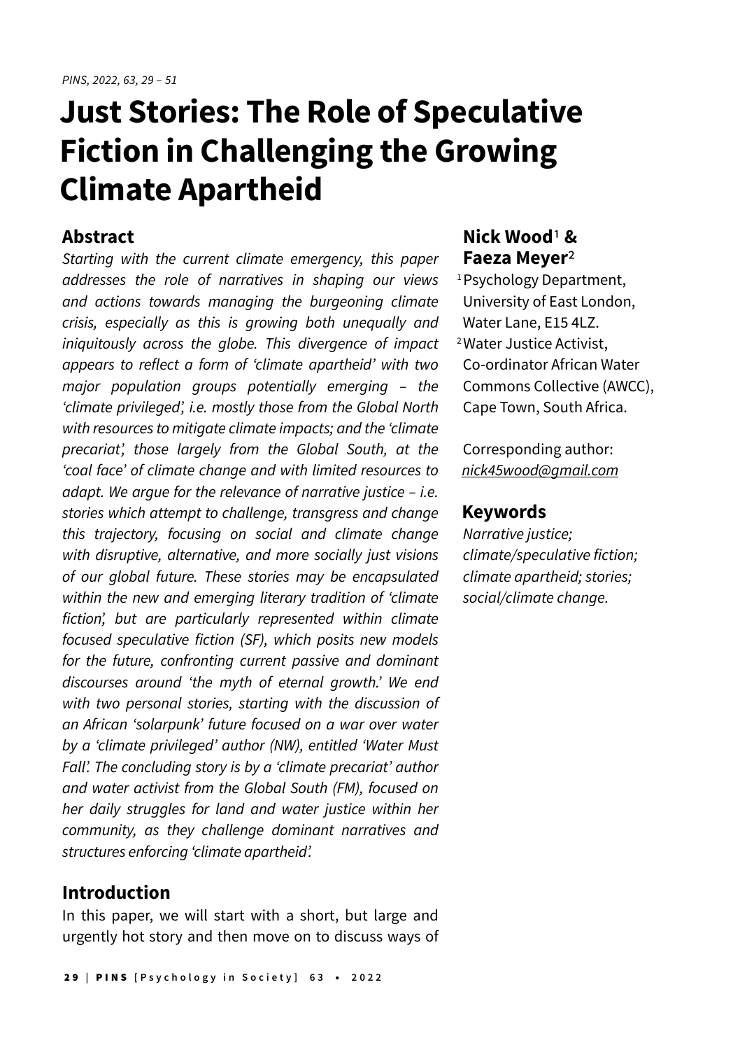# Just Stories: The Role of Speculative Fiction in Challenging the Growing Climate Apartheid

**Nick Wood**[1] **& Faeza Meyer**[2]

[1] Psychology Department, University of East London, Water Lane, E15 4LZ.

[2] Water Justice Activist, Co-ordinator African Water Commons Collective (AWCC), Cape Town, South Africa.

Corresponding author: nick45wood@gmail.com

## Abstract

*Starting with the current climate emergency, this paper addresses the role of narratives in shaping our views and actions towards managing the burgeoning climate crisis, especially as this is growing both unequally and iniquitously across the globe. This divergence of impact appears to reflect a form of 'climate apartheid' with two major population groups potentially emerging – the 'climate privileged', i.e. mostly those from the Global North with resources to mitigate climate impacts; and the 'climate precariat', those largely from the Global South, at the 'coal face' of climate change and with limited resources to adapt. We argue for the relevance of narrative justice – i.e. stories which attempt to challenge, transgress and change this trajectory, focusing on social and climate change with disruptive, alternative, and more socially just visions of our global future. These stories may be encapsulated within the new and emerging literary tradition of 'climate fiction', but are particularly represented within climate focused speculative fiction (SF), which posits new models for the future, confronting current passive and dominant discourses around 'the myth of eternal growth.' We end with two personal stories, starting with the discussion of an African 'solarpunk' future focused on a war over water by a 'climate privileged' author (NW), entitled 'Water Must Fall'. The concluding story is by a 'climate precariat' author and water activist from the Global South (FM), focused on her daily struggles for land and water justice within her community, as they challenge dominant narratives and structures enforcing 'climate apartheid'.*

## Keywords

*Narrative justice; climate/speculative fiction; climate apartheid; stories; social/climate change.*

## Introduction

In this paper, we will start with a short, but large and urgently hot story and then move on to discuss ways of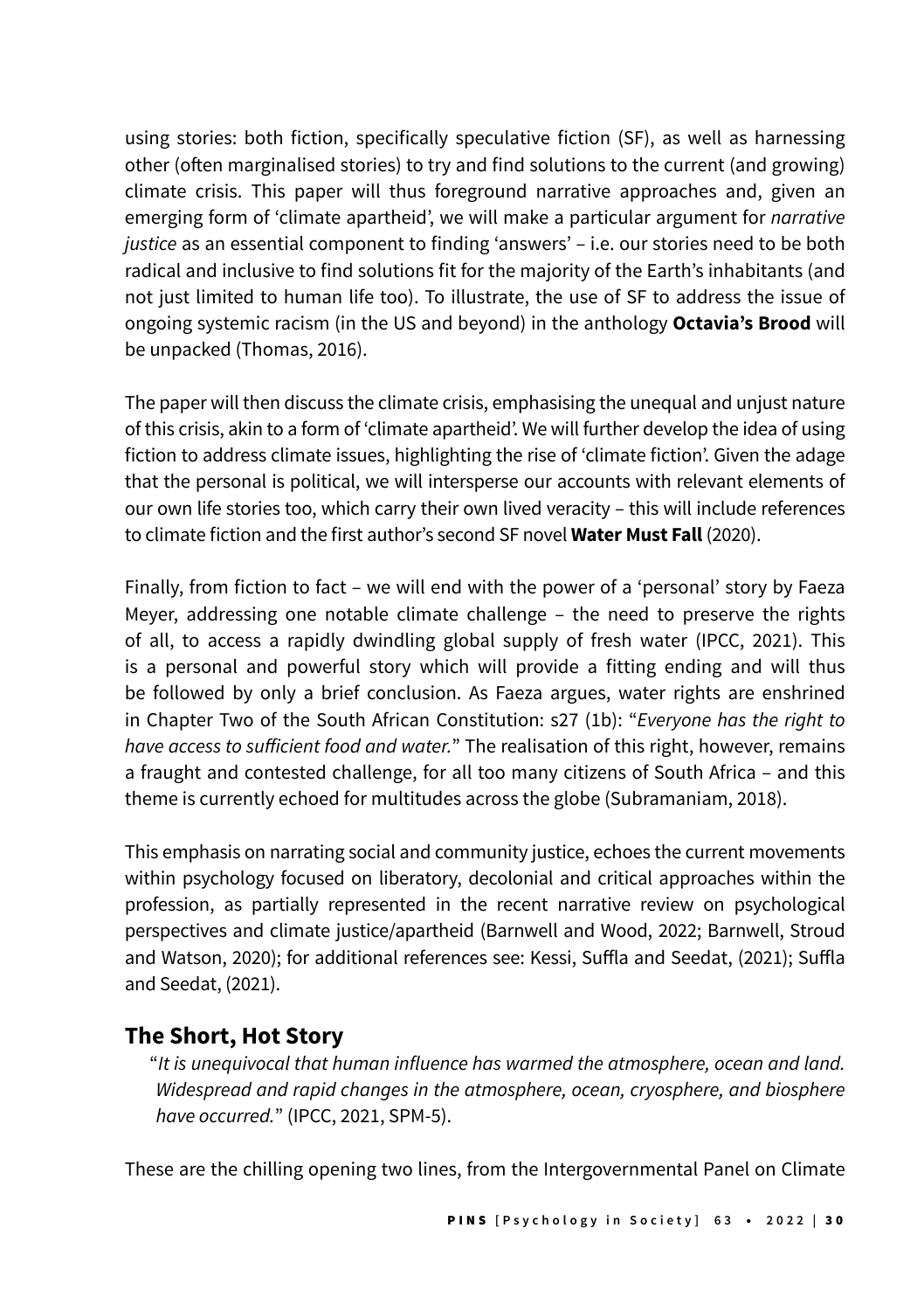using stories: both fiction, specifically speculative fiction (SF), as well as harnessing other (often marginalised stories) to try and find solutions to the current (and growing) climate crisis. This paper will thus foreground narrative approaches and, given an emerging form of 'climate apartheid', we will make a particular argument for *narrative justice* as an essential component to finding 'answers' – i.e. our stories need to be both radical and inclusive to find solutions fit for the majority of the Earth's inhabitants (and not just limited to human life too). To illustrate, the use of SF to address the issue of ongoing systemic racism (in the US and beyond) in the anthology **Octavia's Brood** will be unpacked (Thomas, 2016).

The paper will then discuss the climate crisis, emphasising the unequal and unjust nature of this crisis, akin to a form of 'climate apartheid'. We will further develop the idea of using fiction to address climate issues, highlighting the rise of 'climate fiction'. Given the adage that the personal is political, we will intersperse our accounts with relevant elements of our own life stories too, which carry their own lived veracity – this will include references to climate fiction and the first author's second SF novel **Water Must Fall** (2020).

Finally, from fiction to fact – we will end with the power of a 'personal' story by Faeza Meyer, addressing one notable climate challenge – the need to preserve the rights of all, to access a rapidly dwindling global supply of fresh water (IPCC, 2021). This is a personal and powerful story which will provide a fitting ending and will thus be followed by only a brief conclusion. As Faeza argues, water rights are enshrined in Chapter Two of the South African Constitution: s27 (1b): "*Everyone has the right to have access to sufficient food and water.*" The realisation of this right, however, remains a fraught and contested challenge, for all too many citizens of South Africa – and this theme is currently echoed for multitudes across the globe (Subramaniam, 2018).

This emphasis on narrating social and community justice, echoes the current movements within psychology focused on liberatory, decolonial and critical approaches within the profession, as partially represented in the recent narrative review on psychological perspectives and climate justice/apartheid (Barnwell and Wood, 2022; Barnwell, Stroud and Watson, 2020); for additional references see: Kessi, Suffla and Seedat, (2021); Suffla and Seedat, (2021).

## The Short, Hot Story

> "*It is unequivocal that human influence has warmed the atmosphere, ocean and land. Widespread and rapid changes in the atmosphere, ocean, cryosphere, and biosphere have occurred.*" (IPCC, 2021, SPM-5).

These are the chilling opening two lines, from the Intergovernmental Panel on Climate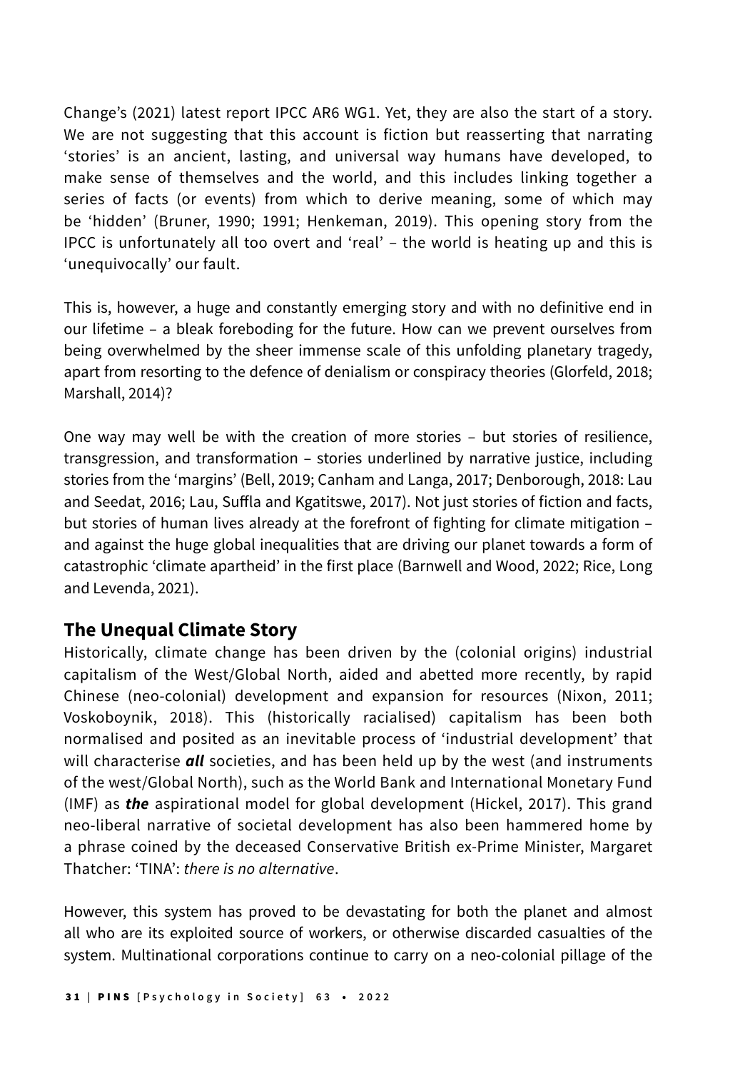Change's (2021) latest report IPCC AR6 WG1. Yet, they are also the start of a story. We are not suggesting that this account is fiction but reasserting that narrating 'stories' is an ancient, lasting, and universal way humans have developed, to make sense of themselves and the world, and this includes linking together a series of facts (or events) from which to derive meaning, some of which may be 'hidden' (Bruner, 1990; 1991; Henkeman, 2019). This opening story from the IPCC is unfortunately all too overt and 'real' – the world is heating up and this is 'unequivocally' our fault.

This is, however, a huge and constantly emerging story and with no definitive end in our lifetime – a bleak foreboding for the future. How can we prevent ourselves from being overwhelmed by the sheer immense scale of this unfolding planetary tragedy, apart from resorting to the defence of denialism or conspiracy theories (Glorfeld, 2018; Marshall, 2014)?

One way may well be with the creation of more stories – but stories of resilience, transgression, and transformation – stories underlined by narrative justice, including stories from the 'margins' (Bell, 2019; Canham and Langa, 2017; Denborough, 2018: Lau and Seedat, 2016; Lau, Suffla and Kgatitswe, 2017). Not just stories of fiction and facts, but stories of human lives already at the forefront of fighting for climate mitigation – and against the huge global inequalities that are driving our planet towards a form of catastrophic 'climate apartheid' in the first place (Barnwell and Wood, 2022; Rice, Long and Levenda, 2021).

## The Unequal Climate Story

Historically, climate change has been driven by the (colonial origins) industrial capitalism of the West/Global North, aided and abetted more recently, by rapid Chinese (neo-colonial) development and expansion for resources (Nixon, 2011; Voskoboynik, 2018). This (historically racialised) capitalism has been both normalised and posited as an inevitable process of 'industrial development' that will characterise ***all*** societies, and has been held up by the west (and instruments of the west/Global North), such as the World Bank and International Monetary Fund (IMF) as ***the*** aspirational model for global development (Hickel, 2017). This grand neo-liberal narrative of societal development has also been hammered home by a phrase coined by the deceased Conservative British ex-Prime Minister, Margaret Thatcher: 'TINA': *there is no alternative*.

However, this system has proved to be devastating for both the planet and almost all who are its exploited source of workers, or otherwise discarded casualties of the system. Multinational corporations continue to carry on a neo-colonial pillage of the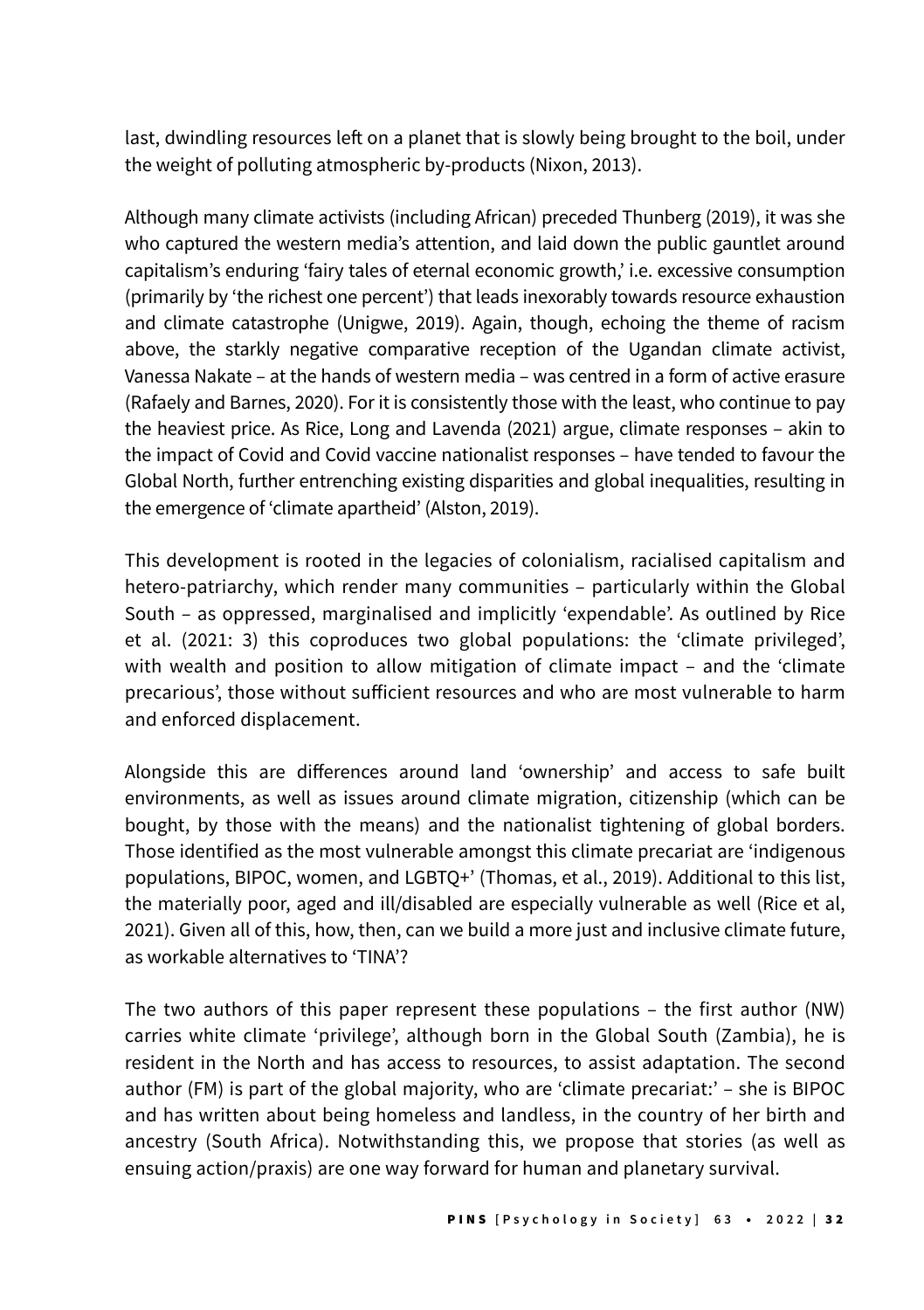last, dwindling resources left on a planet that is slowly being brought to the boil, under the weight of polluting atmospheric by-products (Nixon, 2013).

Although many climate activists (including African) preceded Thunberg (2019), it was she who captured the western media's attention, and laid down the public gauntlet around capitalism's enduring 'fairy tales of eternal economic growth,' i.e. excessive consumption (primarily by 'the richest one percent') that leads inexorably towards resource exhaustion and climate catastrophe (Unigwe, 2019). Again, though, echoing the theme of racism above, the starkly negative comparative reception of the Ugandan climate activist, Vanessa Nakate – at the hands of western media – was centred in a form of active erasure (Rafaely and Barnes, 2020). For it is consistently those with the least, who continue to pay the heaviest price. As Rice, Long and Lavenda (2021) argue, climate responses – akin to the impact of Covid and Covid vaccine nationalist responses – have tended to favour the Global North, further entrenching existing disparities and global inequalities, resulting in the emergence of 'climate apartheid' (Alston, 2019).

This development is rooted in the legacies of colonialism, racialised capitalism and hetero-patriarchy, which render many communities – particularly within the Global South – as oppressed, marginalised and implicitly 'expendable'. As outlined by Rice et al. (2021: 3) this coproduces two global populations: the 'climate privileged', with wealth and position to allow mitigation of climate impact – and the 'climate precarious', those without sufficient resources and who are most vulnerable to harm and enforced displacement.

Alongside this are differences around land 'ownership' and access to safe built environments, as well as issues around climate migration, citizenship (which can be bought, by those with the means) and the nationalist tightening of global borders. Those identified as the most vulnerable amongst this climate precariat are 'indigenous populations, BIPOC, women, and LGBTQ+' (Thomas, et al., 2019). Additional to this list, the materially poor, aged and ill/disabled are especially vulnerable as well (Rice et al, 2021). Given all of this, how, then, can we build a more just and inclusive climate future, as workable alternatives to 'TINA'?

The two authors of this paper represent these populations – the first author (NW) carries white climate 'privilege', although born in the Global South (Zambia), he is resident in the North and has access to resources, to assist adaptation. The second author (FM) is part of the global majority, who are 'climate precariat:' – she is BIPOC and has written about being homeless and landless, in the country of her birth and ancestry (South Africa). Notwithstanding this, we propose that stories (as well as ensuing action/praxis) are one way forward for human and planetary survival.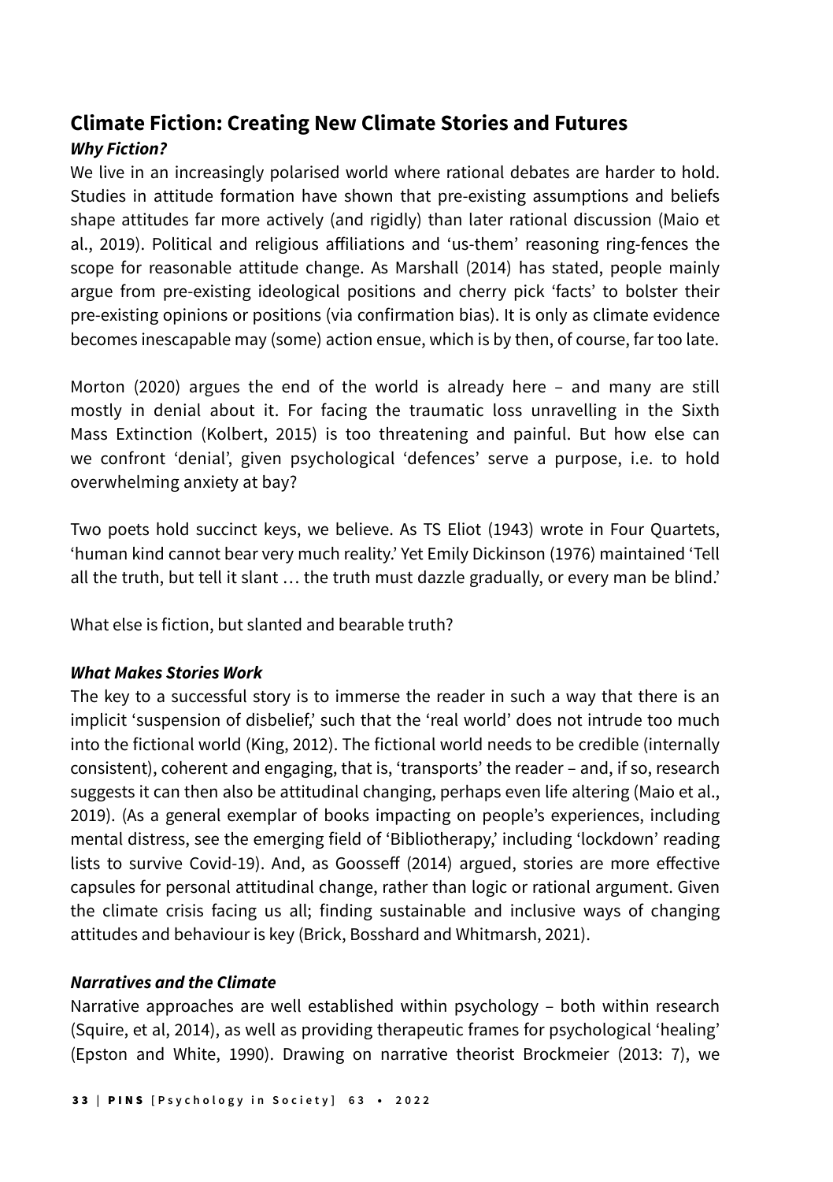## Climate Fiction: Creating New Climate Stories and Futures

### *Why Fiction?*

We live in an increasingly polarised world where rational debates are harder to hold. Studies in attitude formation have shown that pre-existing assumptions and beliefs shape attitudes far more actively (and rigidly) than later rational discussion (Maio et al., 2019). Political and religious affiliations and 'us-them' reasoning ring-fences the scope for reasonable attitude change. As Marshall (2014) has stated, people mainly argue from pre-existing ideological positions and cherry pick 'facts' to bolster their pre-existing opinions or positions (via confirmation bias). It is only as climate evidence becomes inescapable may (some) action ensue, which is by then, of course, far too late.

Morton (2020) argues the end of the world is already here – and many are still mostly in denial about it. For facing the traumatic loss unravelling in the Sixth Mass Extinction (Kolbert, 2015) is too threatening and painful. But how else can we confront 'denial', given psychological 'defences' serve a purpose, i.e. to hold overwhelming anxiety at bay?

Two poets hold succinct keys, we believe. As TS Eliot (1943) wrote in Four Quartets, 'human kind cannot bear very much reality.' Yet Emily Dickinson (1976) maintained 'Tell all the truth, but tell it slant … the truth must dazzle gradually, or every man be blind.'

What else is fiction, but slanted and bearable truth?

### *What Makes Stories Work*

The key to a successful story is to immerse the reader in such a way that there is an implicit 'suspension of disbelief,' such that the 'real world' does not intrude too much into the fictional world (King, 2012). The fictional world needs to be credible (internally consistent), coherent and engaging, that is, 'transports' the reader – and, if so, research suggests it can then also be attitudinal changing, perhaps even life altering (Maio et al., 2019). (As a general exemplar of books impacting on people's experiences, including mental distress, see the emerging field of 'Bibliotherapy,' including 'lockdown' reading lists to survive Covid-19). And, as Goosseff (2014) argued, stories are more effective capsules for personal attitudinal change, rather than logic or rational argument. Given the climate crisis facing us all; finding sustainable and inclusive ways of changing attitudes and behaviour is key (Brick, Bosshard and Whitmarsh, 2021).

### *Narratives and the Climate*

Narrative approaches are well established within psychology – both within research (Squire, et al, 2014), as well as providing therapeutic frames for psychological 'healing' (Epston and White, 1990). Drawing on narrative theorist Brockmeier (2013: 7), we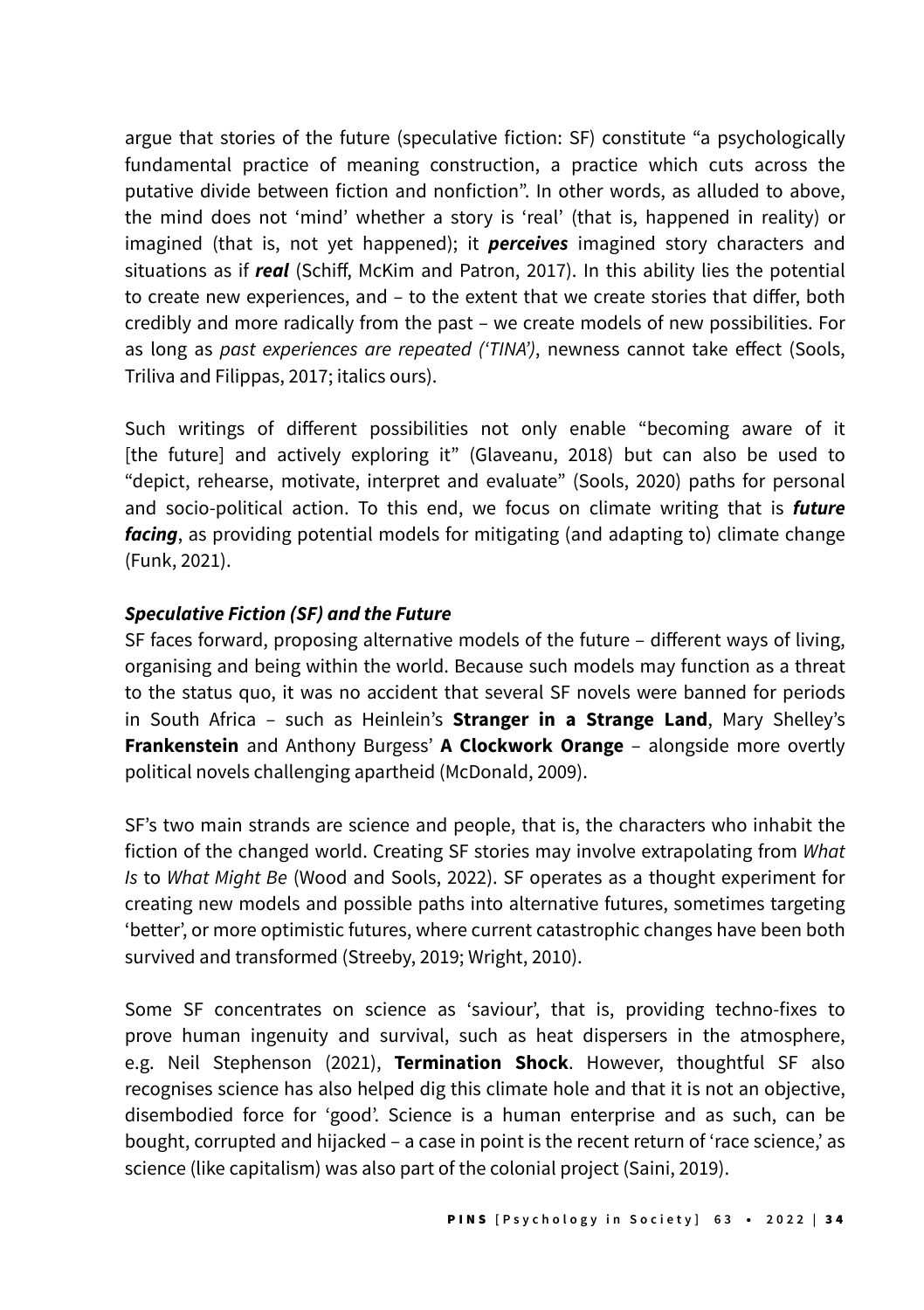argue that stories of the future (speculative fiction: SF) constitute "a psychologically fundamental practice of meaning construction, a practice which cuts across the putative divide between fiction and nonfiction". In other words, as alluded to above, the mind does not 'mind' whether a story is 'real' (that is, happened in reality) or imagined (that is, not yet happened); it ***perceives*** imagined story characters and situations as if ***real*** (Schiff, McKim and Patron, 2017). In this ability lies the potential to create new experiences, and – to the extent that we create stories that differ, both credibly and more radically from the past – we create models of new possibilities. For as long as *past experiences are repeated ('TINA')*, newness cannot take effect (Sools, Triliva and Filippas, 2017; italics ours).

Such writings of different possibilities not only enable "becoming aware of it [the future] and actively exploring it" (Glaveanu, 2018) but can also be used to "depict, rehearse, motivate, interpret and evaluate" (Sools, 2020) paths for personal and socio-political action. To this end, we focus on climate writing that is ***future facing***, as providing potential models for mitigating (and adapting to) climate change (Funk, 2021).

***Speculative Fiction (SF) and the Future***

SF faces forward, proposing alternative models of the future – different ways of living, organising and being within the world. Because such models may function as a threat to the status quo, it was no accident that several SF novels were banned for periods in South Africa – such as Heinlein's **Stranger in a Strange Land**, Mary Shelley's **Frankenstein** and Anthony Burgess' **A Clockwork Orange** – alongside more overtly political novels challenging apartheid (McDonald, 2009).

SF's two main strands are science and people, that is, the characters who inhabit the fiction of the changed world. Creating SF stories may involve extrapolating from *What Is* to *What Might Be* (Wood and Sools, 2022). SF operates as a thought experiment for creating new models and possible paths into alternative futures, sometimes targeting 'better', or more optimistic futures, where current catastrophic changes have been both survived and transformed (Streeby, 2019; Wright, 2010).

Some SF concentrates on science as 'saviour', that is, providing techno-fixes to prove human ingenuity and survival, such as heat dispersers in the atmosphere, e.g. Neil Stephenson (2021), **Termination Shock**. However, thoughtful SF also recognises science has also helped dig this climate hole and that it is not an objective, disembodied force for 'good'. Science is a human enterprise and as such, can be bought, corrupted and hijacked – a case in point is the recent return of 'race science,' as science (like capitalism) was also part of the colonial project (Saini, 2019).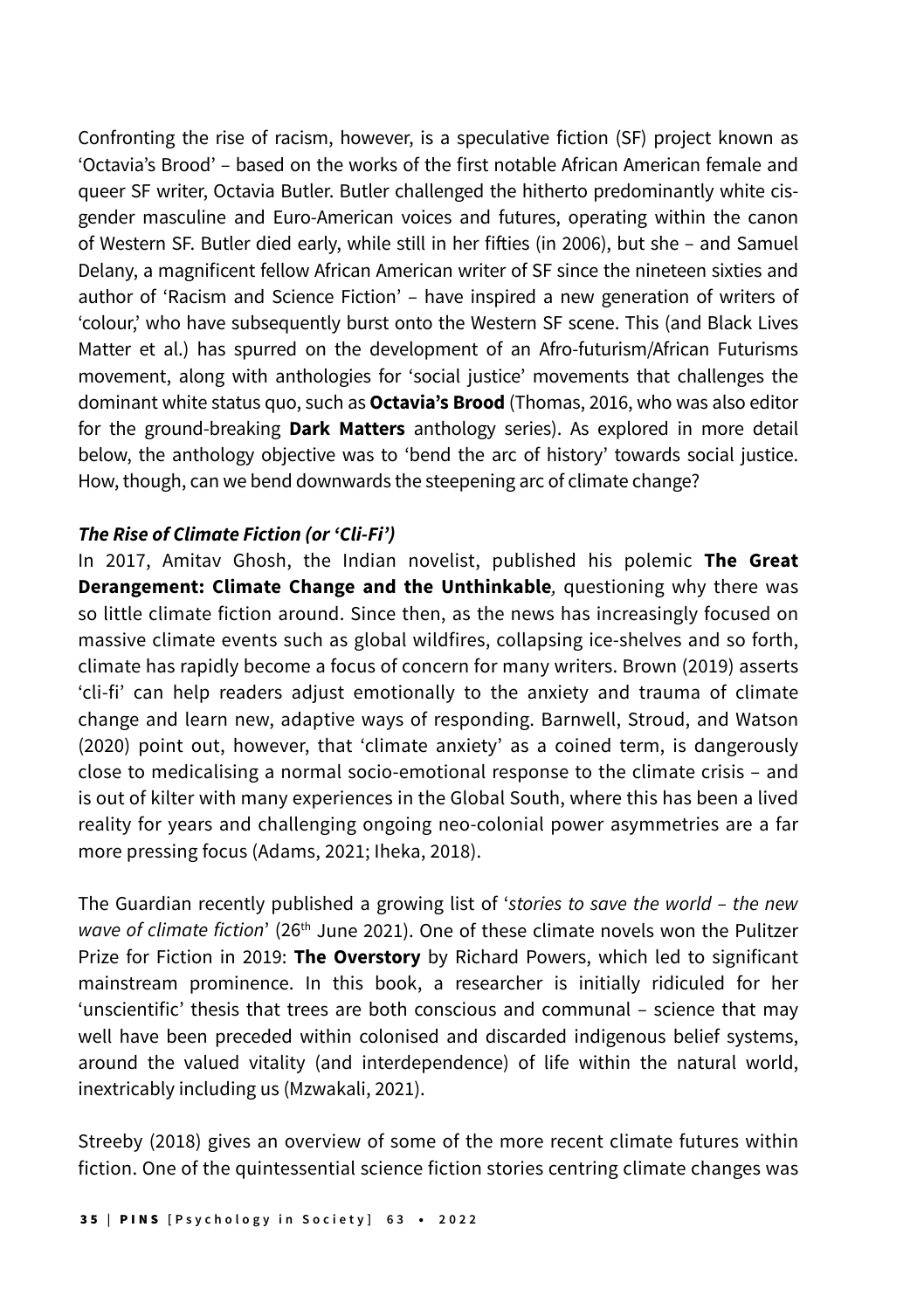Confronting the rise of racism, however, is a speculative fiction (SF) project known as 'Octavia's Brood' – based on the works of the first notable African American female and queer SF writer, Octavia Butler. Butler challenged the hitherto predominantly white cis-gender masculine and Euro-American voices and futures, operating within the canon of Western SF. Butler died early, while still in her fifties (in 2006), but she – and Samuel Delany, a magnificent fellow African American writer of SF since the nineteen sixties and author of 'Racism and Science Fiction' – have inspired a new generation of writers of 'colour,' who have subsequently burst onto the Western SF scene. This (and Black Lives Matter et al.) has spurred on the development of an Afro-futurism/African Futurisms movement, along with anthologies for 'social justice' movements that challenges the dominant white status quo, such as **Octavia's Brood** (Thomas, 2016, who was also editor for the ground-breaking **Dark Matters** anthology series). As explored in more detail below, the anthology objective was to 'bend the arc of history' towards social justice. How, though, can we bend downwards the steepening arc of climate change?

### *The Rise of Climate Fiction (or 'Cli-Fi')*

In 2017, Amitav Ghosh, the Indian novelist, published his polemic **The Great Derangement: Climate Change and the Unthinkable***,* questioning why there was so little climate fiction around. Since then, as the news has increasingly focused on massive climate events such as global wildfires, collapsing ice-shelves and so forth, climate has rapidly become a focus of concern for many writers. Brown (2019) asserts 'cli-fi' can help readers adjust emotionally to the anxiety and trauma of climate change and learn new, adaptive ways of responding. Barnwell, Stroud, and Watson (2020) point out, however, that 'climate anxiety' as a coined term, is dangerously close to medicalising a normal socio-emotional response to the climate crisis – and is out of kilter with many experiences in the Global South, where this has been a lived reality for years and challenging ongoing neo-colonial power asymmetries are a far more pressing focus (Adams, 2021; Iheka, 2018).

The Guardian recently published a growing list of '*stories to save the world – the new wave of climate fiction*' (26th June 2021). One of these climate novels won the Pulitzer Prize for Fiction in 2019: **The Overstory** by Richard Powers, which led to significant mainstream prominence. In this book, a researcher is initially ridiculed for her 'unscientific' thesis that trees are both conscious and communal – science that may well have been preceded within colonised and discarded indigenous belief systems, around the valued vitality (and interdependence) of life within the natural world, inextricably including us (Mzwakali, 2021).

Streeby (2018) gives an overview of some of the more recent climate futures within fiction. One of the quintessential science fiction stories centring climate changes was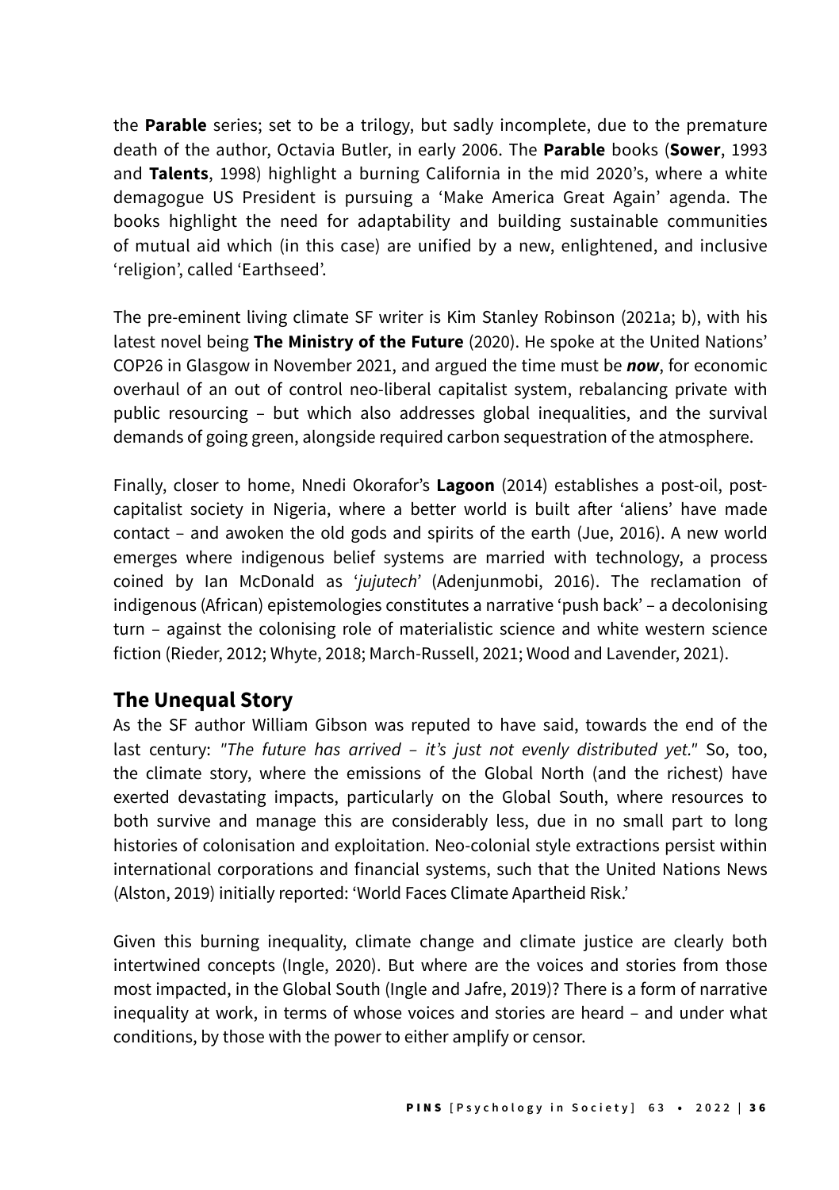the **Parable** series; set to be a trilogy, but sadly incomplete, due to the premature death of the author, Octavia Butler, in early 2006. The **Parable** books (**Sower**, 1993 and **Talents**, 1998) highlight a burning California in the mid 2020's, where a white demagogue US President is pursuing a 'Make America Great Again' agenda. The books highlight the need for adaptability and building sustainable communities of mutual aid which (in this case) are unified by a new, enlightened, and inclusive 'religion', called 'Earthseed'.

The pre-eminent living climate SF writer is Kim Stanley Robinson (2021a; b), with his latest novel being **The Ministry of the Future** (2020). He spoke at the United Nations' COP26 in Glasgow in November 2021, and argued the time must be ***now***, for economic overhaul of an out of control neo-liberal capitalist system, rebalancing private with public resourcing – but which also addresses global inequalities, and the survival demands of going green, alongside required carbon sequestration of the atmosphere.

Finally, closer to home, Nnedi Okorafor's **Lagoon** (2014) establishes a post-oil, post-capitalist society in Nigeria, where a better world is built after 'aliens' have made contact – and awoken the old gods and spirits of the earth (Jue, 2016). A new world emerges where indigenous belief systems are married with technology, a process coined by Ian McDonald as '*jujutech*' (Adenjunmobi, 2016). The reclamation of indigenous (African) epistemologies constitutes a narrative 'push back' – a decolonising turn – against the colonising role of materialistic science and white western science fiction (Rieder, 2012; Whyte, 2018; March-Russell, 2021; Wood and Lavender, 2021).

## The Unequal Story

As the SF author William Gibson was reputed to have said, towards the end of the last century: *"The future has arrived – it's just not evenly distributed yet."* So, too, the climate story, where the emissions of the Global North (and the richest) have exerted devastating impacts, particularly on the Global South, where resources to both survive and manage this are considerably less, due in no small part to long histories of colonisation and exploitation. Neo-colonial style extractions persist within international corporations and financial systems, such that the United Nations News (Alston, 2019) initially reported: 'World Faces Climate Apartheid Risk.'

Given this burning inequality, climate change and climate justice are clearly both intertwined concepts (Ingle, 2020). But where are the voices and stories from those most impacted, in the Global South (Ingle and Jafre, 2019)? There is a form of narrative inequality at work, in terms of whose voices and stories are heard – and under what conditions, by those with the power to either amplify or censor.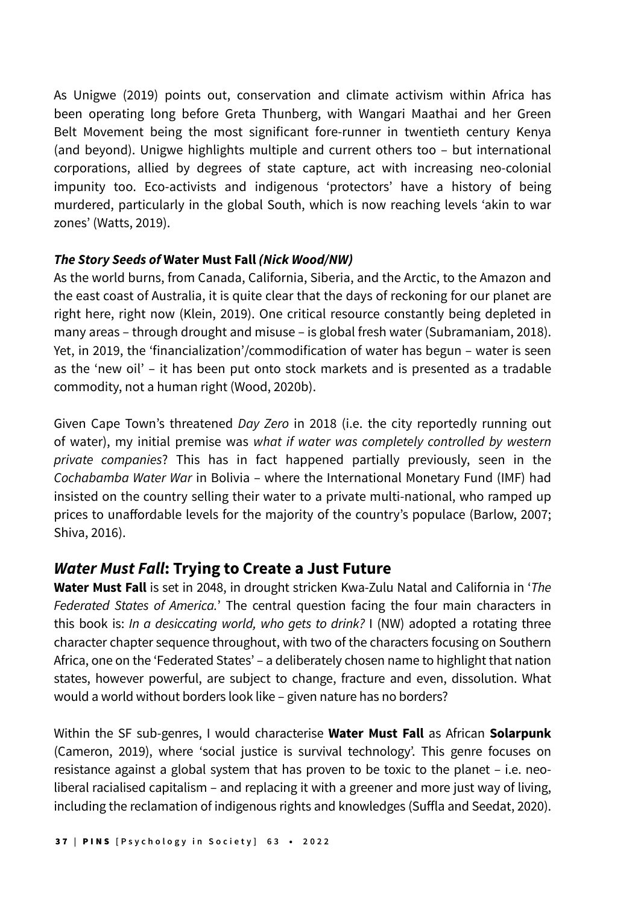As Unigwe (2019) points out, conservation and climate activism within Africa has been operating long before Greta Thunberg, with Wangari Maathai and her Green Belt Movement being the most significant fore-runner in twentieth century Kenya (and beyond). Unigwe highlights multiple and current others too – but international corporations, allied by degrees of state capture, act with increasing neo-colonial impunity too. Eco-activists and indigenous 'protectors' have a history of being murdered, particularly in the global South, which is now reaching levels 'akin to war zones' (Watts, 2019).

***The Story Seeds of* Water Must Fall *(Nick Wood/NW)***

As the world burns, from Canada, California, Siberia, and the Arctic, to the Amazon and the east coast of Australia, it is quite clear that the days of reckoning for our planet are right here, right now (Klein, 2019). One critical resource constantly being depleted in many areas – through drought and misuse – is global fresh water (Subramaniam, 2018). Yet, in 2019, the 'financialization'/commodification of water has begun – water is seen as the 'new oil' – it has been put onto stock markets and is presented as a tradable commodity, not a human right (Wood, 2020b).

Given Cape Town's threatened *Day Zero* in 2018 (i.e. the city reportedly running out of water), my initial premise was *what if water was completely controlled by western private companies*? This has in fact happened partially previously, seen in the *Cochabamba Water War* in Bolivia – where the International Monetary Fund (IMF) had insisted on the country selling their water to a private multi-national, who ramped up prices to unaffordable levels for the majority of the country's populace (Barlow, 2007; Shiva, 2016).

## *Water Must Fall*: Trying to Create a Just Future

**Water Must Fall** is set in 2048, in drought stricken Kwa-Zulu Natal and California in '*The Federated States of America.*' The central question facing the four main characters in this book is: *In a desiccating world, who gets to drink?* I (NW) adopted a rotating three character chapter sequence throughout, with two of the characters focusing on Southern Africa, one on the 'Federated States' – a deliberately chosen name to highlight that nation states, however powerful, are subject to change, fracture and even, dissolution. What would a world without borders look like – given nature has no borders?

Within the SF sub-genres, I would characterise **Water Must Fall** as African **Solarpunk** (Cameron, 2019), where 'social justice is survival technology'. This genre focuses on resistance against a global system that has proven to be toxic to the planet – i.e. neo-liberal racialised capitalism – and replacing it with a greener and more just way of living, including the reclamation of indigenous rights and knowledges (Suffla and Seedat, 2020).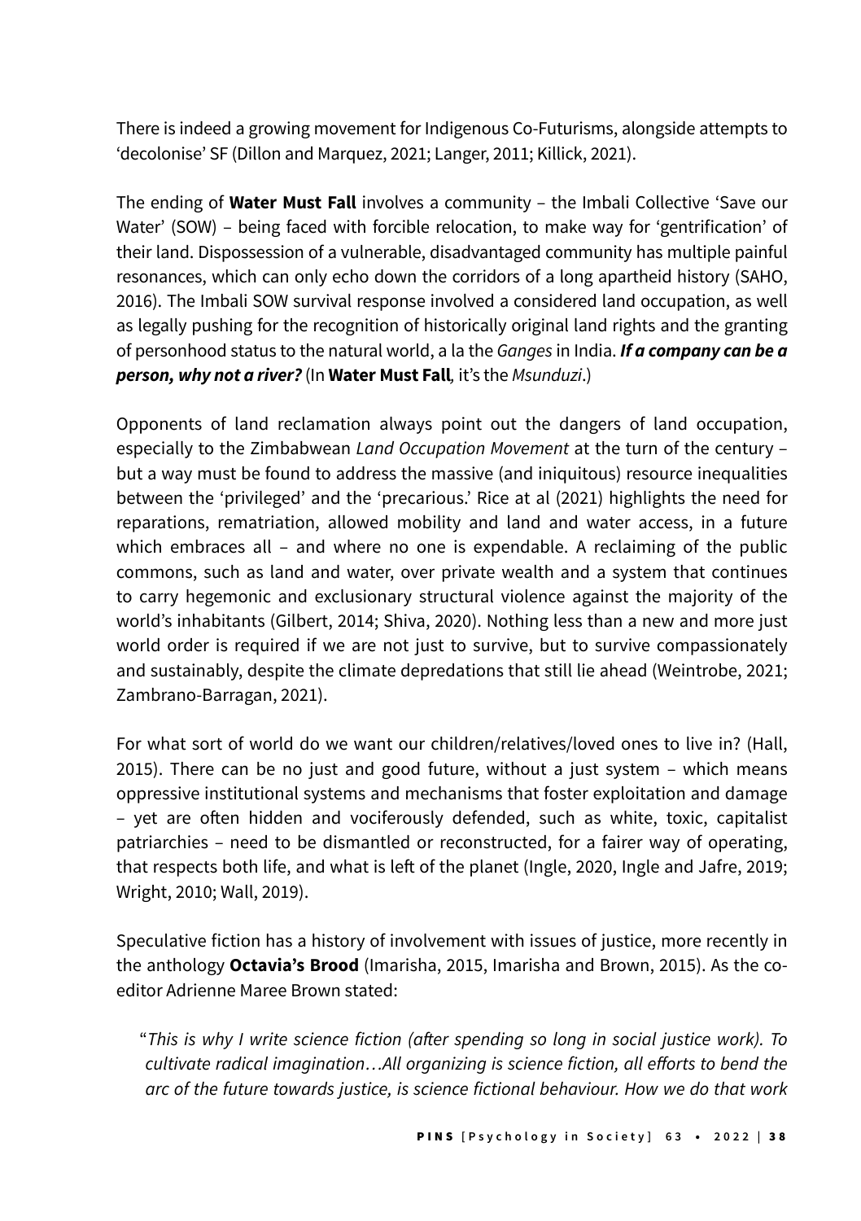There is indeed a growing movement for Indigenous Co-Futurisms, alongside attempts to 'decolonise' SF (Dillon and Marquez, 2021; Langer, 2011; Killick, 2021).

The ending of **Water Must Fall** involves a community – the Imbali Collective 'Save our Water' (SOW) – being faced with forcible relocation, to make way for 'gentrification' of their land. Dispossession of a vulnerable, disadvantaged community has multiple painful resonances, which can only echo down the corridors of a long apartheid history (SAHO, 2016). The Imbali SOW survival response involved a considered land occupation, as well as legally pushing for the recognition of historically original land rights and the granting of personhood status to the natural world, a la the *Ganges* in India. ***If a company can be a person, why not a river?*** (In **Water Must Fall***,* it's the *Msunduzi*.)

Opponents of land reclamation always point out the dangers of land occupation, especially to the Zimbabwean *Land Occupation Movement* at the turn of the century – but a way must be found to address the massive (and iniquitous) resource inequalities between the 'privileged' and the 'precarious.' Rice at al (2021) highlights the need for reparations, rematriation, allowed mobility and land and water access, in a future which embraces all – and where no one is expendable. A reclaiming of the public commons, such as land and water, over private wealth and a system that continues to carry hegemonic and exclusionary structural violence against the majority of the world's inhabitants (Gilbert, 2014; Shiva, 2020). Nothing less than a new and more just world order is required if we are not just to survive, but to survive compassionately and sustainably, despite the climate depredations that still lie ahead (Weintrobe, 2021; Zambrano-Barragan, 2021).

For what sort of world do we want our children/relatives/loved ones to live in? (Hall, 2015). There can be no just and good future, without a just system – which means oppressive institutional systems and mechanisms that foster exploitation and damage – yet are often hidden and vociferously defended, such as white, toxic, capitalist patriarchies – need to be dismantled or reconstructed, for a fairer way of operating, that respects both life, and what is left of the planet (Ingle, 2020, Ingle and Jafre, 2019; Wright, 2010; Wall, 2019).

Speculative fiction has a history of involvement with issues of justice, more recently in the anthology **Octavia's Brood** (Imarisha, 2015, Imarisha and Brown, 2015). As the co-editor Adrienne Maree Brown stated:

> "*This is why I write science fiction (after spending so long in social justice work). To cultivate radical imagination…All organizing is science fiction, all efforts to bend the arc of the future towards justice, is science fictional behaviour. How we do that work*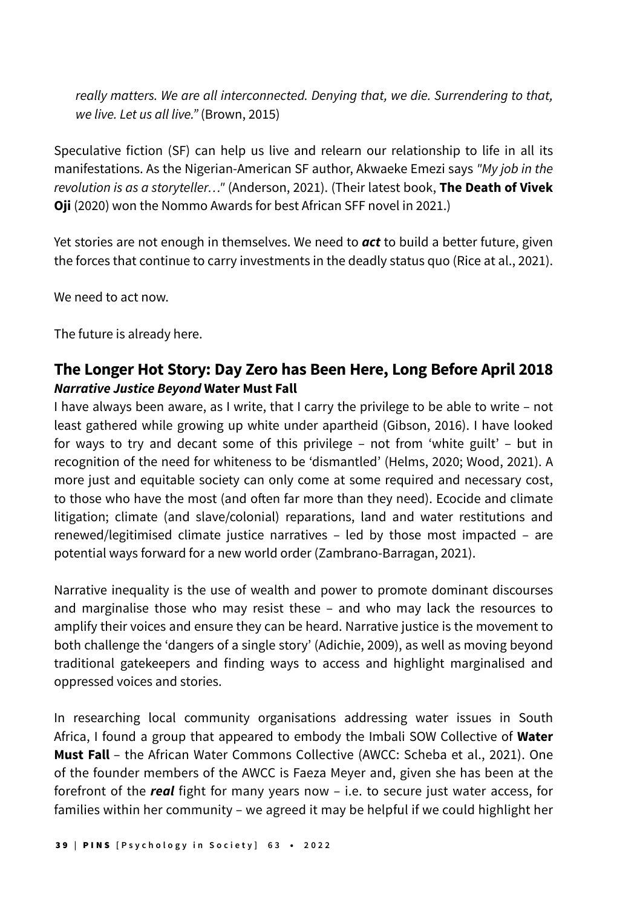*really matters. We are all interconnected. Denying that, we die. Surrendering to that, we live. Let us all live."* (Brown, 2015)

Speculative fiction (SF) can help us live and relearn our relationship to life in all its manifestations. As the Nigerian-American SF author, Akwaeke Emezi says *"My job in the revolution is as a storyteller…"* (Anderson, 2021). (Their latest book, **The Death of Vivek Oji** (2020) won the Nommo Awards for best African SFF novel in 2021.)

Yet stories are not enough in themselves. We need to ***act*** to build a better future, given the forces that continue to carry investments in the deadly status quo (Rice at al., 2021).

We need to act now.

The future is already here.

## The Longer Hot Story: Day Zero has Been Here, Long Before April 2018

***Narrative Justice Beyond* Water Must Fall**

I have always been aware, as I write, that I carry the privilege to be able to write – not least gathered while growing up white under apartheid (Gibson, 2016). I have looked for ways to try and decant some of this privilege – not from 'white guilt' – but in recognition of the need for whiteness to be 'dismantled' (Helms, 2020; Wood, 2021). A more just and equitable society can only come at some required and necessary cost, to those who have the most (and often far more than they need). Ecocide and climate litigation; climate (and slave/colonial) reparations, land and water restitutions and renewed/legitimised climate justice narratives – led by those most impacted – are potential ways forward for a new world order (Zambrano-Barragan, 2021).

Narrative inequality is the use of wealth and power to promote dominant discourses and marginalise those who may resist these – and who may lack the resources to amplify their voices and ensure they can be heard. Narrative justice is the movement to both challenge the 'dangers of a single story' (Adichie, 2009), as well as moving beyond traditional gatekeepers and finding ways to access and highlight marginalised and oppressed voices and stories.

In researching local community organisations addressing water issues in South Africa, I found a group that appeared to embody the Imbali SOW Collective of **Water Must Fall** – the African Water Commons Collective (AWCC: Scheba et al., 2021). One of the founder members of the AWCC is Faeza Meyer and, given she has been at the forefront of the ***real*** fight for many years now – i.e. to secure just water access, for families within her community – we agreed it may be helpful if we could highlight her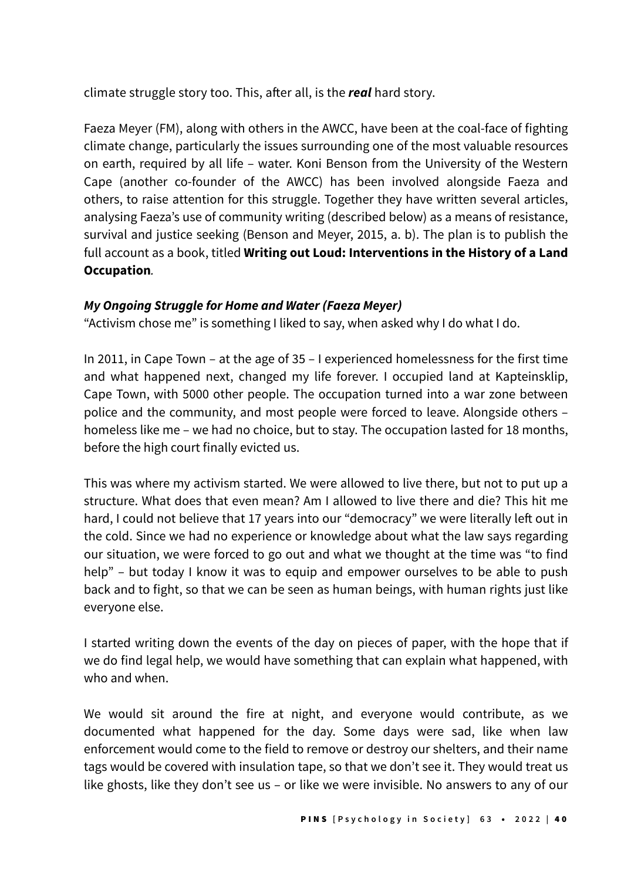climate struggle story too. This, after all, is the ***real*** hard story.

Faeza Meyer (FM), along with others in the AWCC, have been at the coal-face of fighting climate change, particularly the issues surrounding one of the most valuable resources on earth, required by all life – water. Koni Benson from the University of the Western Cape (another co-founder of the AWCC) has been involved alongside Faeza and others, to raise attention for this struggle. Together they have written several articles, analysing Faeza's use of community writing (described below) as a means of resistance, survival and justice seeking (Benson and Meyer, 2015, a. b). The plan is to publish the full account as a book, titled **Writing out Loud: Interventions in the History of a Land Occupation**.

***My Ongoing Struggle for Home and Water (Faeza Meyer)***

"Activism chose me" is something I liked to say, when asked why I do what I do.

In 2011, in Cape Town – at the age of 35 – I experienced homelessness for the first time and what happened next, changed my life forever. I occupied land at Kapteinsklip, Cape Town, with 5000 other people. The occupation turned into a war zone between police and the community, and most people were forced to leave. Alongside others – homeless like me – we had no choice, but to stay. The occupation lasted for 18 months, before the high court finally evicted us.

This was where my activism started. We were allowed to live there, but not to put up a structure. What does that even mean? Am I allowed to live there and die? This hit me hard, I could not believe that 17 years into our "democracy" we were literally left out in the cold. Since we had no experience or knowledge about what the law says regarding our situation, we were forced to go out and what we thought at the time was "to find help" – but today I know it was to equip and empower ourselves to be able to push back and to fight, so that we can be seen as human beings, with human rights just like everyone else.

I started writing down the events of the day on pieces of paper, with the hope that if we do find legal help, we would have something that can explain what happened, with who and when.

We would sit around the fire at night, and everyone would contribute, as we documented what happened for the day. Some days were sad, like when law enforcement would come to the field to remove or destroy our shelters, and their name tags would be covered with insulation tape, so that we don't see it. They would treat us like ghosts, like they don't see us – or like we were invisible. No answers to any of our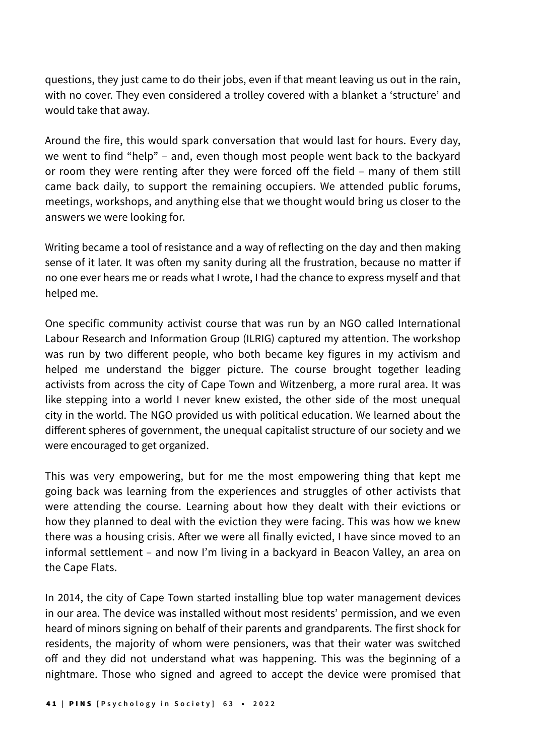questions, they just came to do their jobs, even if that meant leaving us out in the rain, with no cover. They even considered a trolley covered with a blanket a 'structure' and would take that away.

Around the fire, this would spark conversation that would last for hours. Every day, we went to find "help" – and, even though most people went back to the backyard or room they were renting after they were forced off the field – many of them still came back daily, to support the remaining occupiers. We attended public forums, meetings, workshops, and anything else that we thought would bring us closer to the answers we were looking for.

Writing became a tool of resistance and a way of reflecting on the day and then making sense of it later. It was often my sanity during all the frustration, because no matter if no one ever hears me or reads what I wrote, I had the chance to express myself and that helped me.

One specific community activist course that was run by an NGO called International Labour Research and Information Group (ILRIG) captured my attention. The workshop was run by two different people, who both became key figures in my activism and helped me understand the bigger picture. The course brought together leading activists from across the city of Cape Town and Witzenberg, a more rural area. It was like stepping into a world I never knew existed, the other side of the most unequal city in the world. The NGO provided us with political education. We learned about the different spheres of government, the unequal capitalist structure of our society and we were encouraged to get organized.

This was very empowering, but for me the most empowering thing that kept me going back was learning from the experiences and struggles of other activists that were attending the course. Learning about how they dealt with their evictions or how they planned to deal with the eviction they were facing. This was how we knew there was a housing crisis. After we were all finally evicted, I have since moved to an informal settlement – and now I'm living in a backyard in Beacon Valley, an area on the Cape Flats.

In 2014, the city of Cape Town started installing blue top water management devices in our area. The device was installed without most residents' permission, and we even heard of minors signing on behalf of their parents and grandparents. The first shock for residents, the majority of whom were pensioners, was that their water was switched off and they did not understand what was happening. This was the beginning of a nightmare. Those who signed and agreed to accept the device were promised that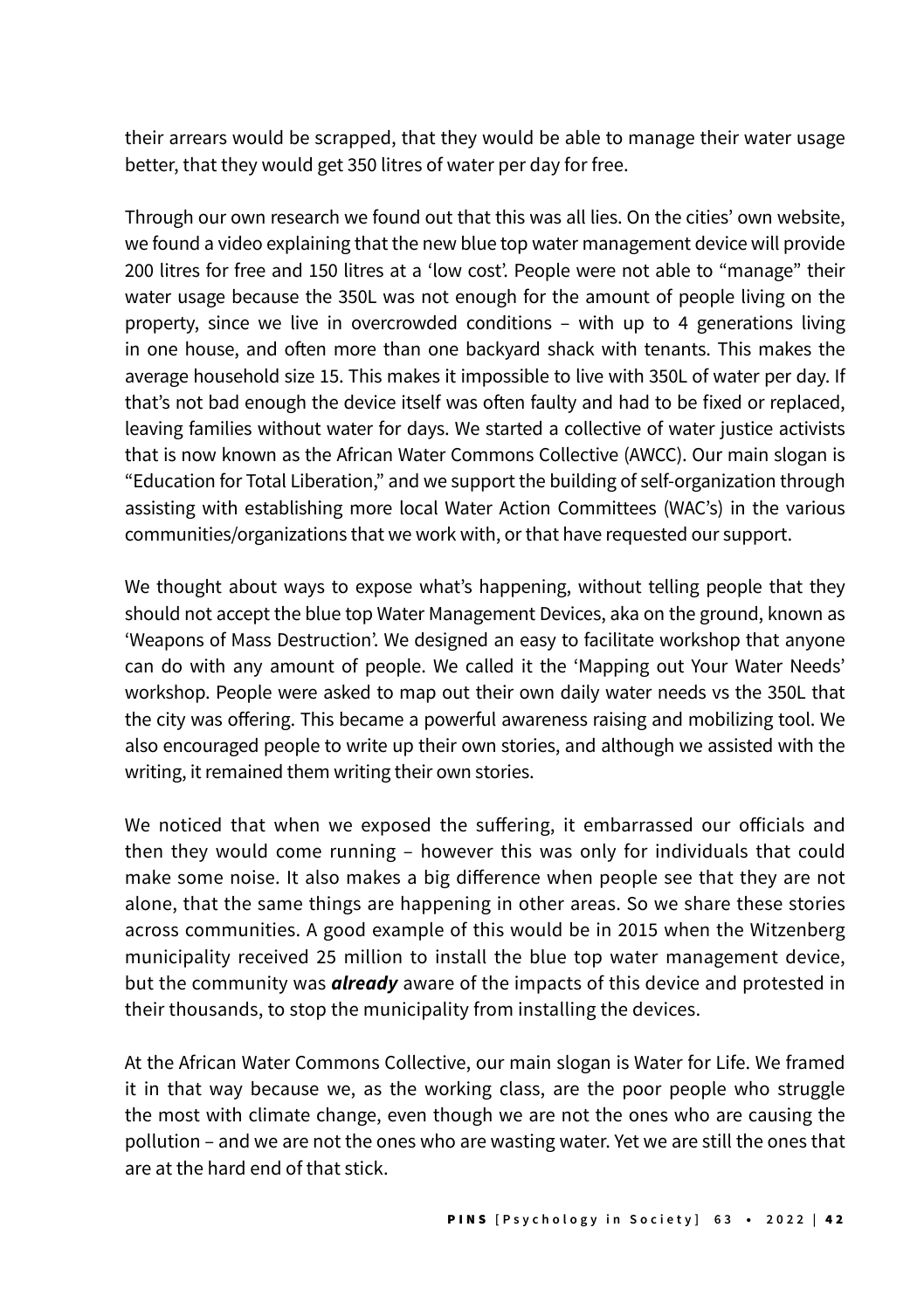their arrears would be scrapped, that they would be able to manage their water usage better, that they would get 350 litres of water per day for free.

Through our own research we found out that this was all lies. On the cities' own website, we found a video explaining that the new blue top water management device will provide 200 litres for free and 150 litres at a 'low cost'. People were not able to "manage" their water usage because the 350L was not enough for the amount of people living on the property, since we live in overcrowded conditions – with up to 4 generations living in one house, and often more than one backyard shack with tenants. This makes the average household size 15. This makes it impossible to live with 350L of water per day. If that's not bad enough the device itself was often faulty and had to be fixed or replaced, leaving families without water for days. We started a collective of water justice activists that is now known as the African Water Commons Collective (AWCC). Our main slogan is "Education for Total Liberation," and we support the building of self-organization through assisting with establishing more local Water Action Committees (WAC's) in the various communities/organizations that we work with, or that have requested our support.

We thought about ways to expose what's happening, without telling people that they should not accept the blue top Water Management Devices, aka on the ground, known as 'Weapons of Mass Destruction'. We designed an easy to facilitate workshop that anyone can do with any amount of people. We called it the 'Mapping out Your Water Needs' workshop. People were asked to map out their own daily water needs vs the 350L that the city was offering. This became a powerful awareness raising and mobilizing tool. We also encouraged people to write up their own stories, and although we assisted with the writing, it remained them writing their own stories.

We noticed that when we exposed the suffering, it embarrassed our officials and then they would come running – however this was only for individuals that could make some noise. It also makes a big difference when people see that they are not alone, that the same things are happening in other areas. So we share these stories across communities. A good example of this would be in 2015 when the Witzenberg municipality received 25 million to install the blue top water management device, but the community was ***already*** aware of the impacts of this device and protested in their thousands, to stop the municipality from installing the devices.

At the African Water Commons Collective, our main slogan is Water for Life. We framed it in that way because we, as the working class, are the poor people who struggle the most with climate change, even though we are not the ones who are causing the pollution – and we are not the ones who are wasting water. Yet we are still the ones that are at the hard end of that stick.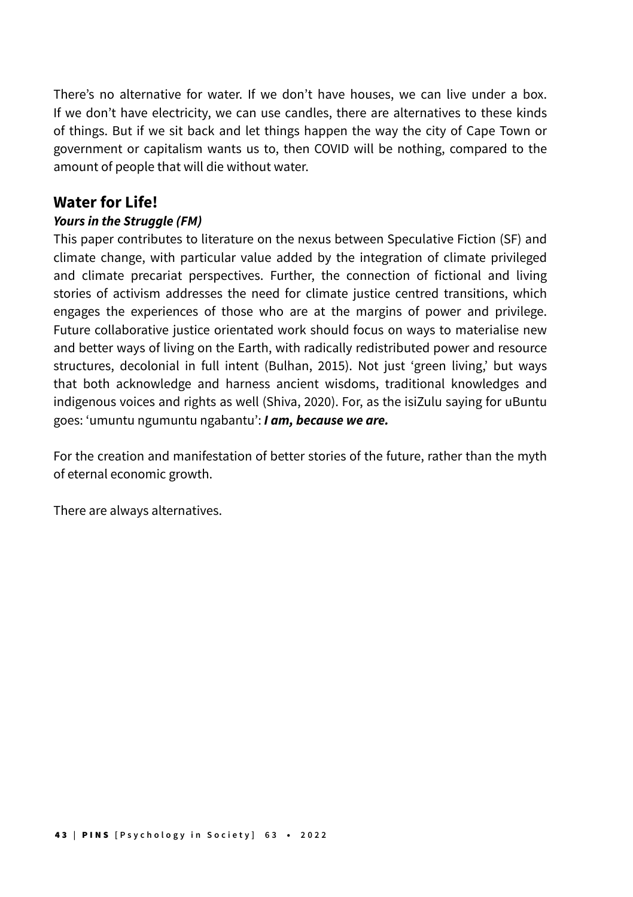There's no alternative for water. If we don't have houses, we can live under a box. If we don't have electricity, we can use candles, there are alternatives to these kinds of things. But if we sit back and let things happen the way the city of Cape Town or government or capitalism wants us to, then COVID will be nothing, compared to the amount of people that will die without water.

## Water for Life!

***Yours in the Struggle (FM)***

This paper contributes to literature on the nexus between Speculative Fiction (SF) and climate change, with particular value added by the integration of climate privileged and climate precariat perspectives. Further, the connection of fictional and living stories of activism addresses the need for climate justice centred transitions, which engages the experiences of those who are at the margins of power and privilege. Future collaborative justice orientated work should focus on ways to materialise new and better ways of living on the Earth, with radically redistributed power and resource structures, decolonial in full intent (Bulhan, 2015). Not just 'green living,' but ways that both acknowledge and harness ancient wisdoms, traditional knowledges and indigenous voices and rights as well (Shiva, 2020). For, as the isiZulu saying for uBuntu goes: 'umuntu ngumuntu ngabantu': ***I am, because we are.***

For the creation and manifestation of better stories of the future, rather than the myth of eternal economic growth.

There are always alternatives.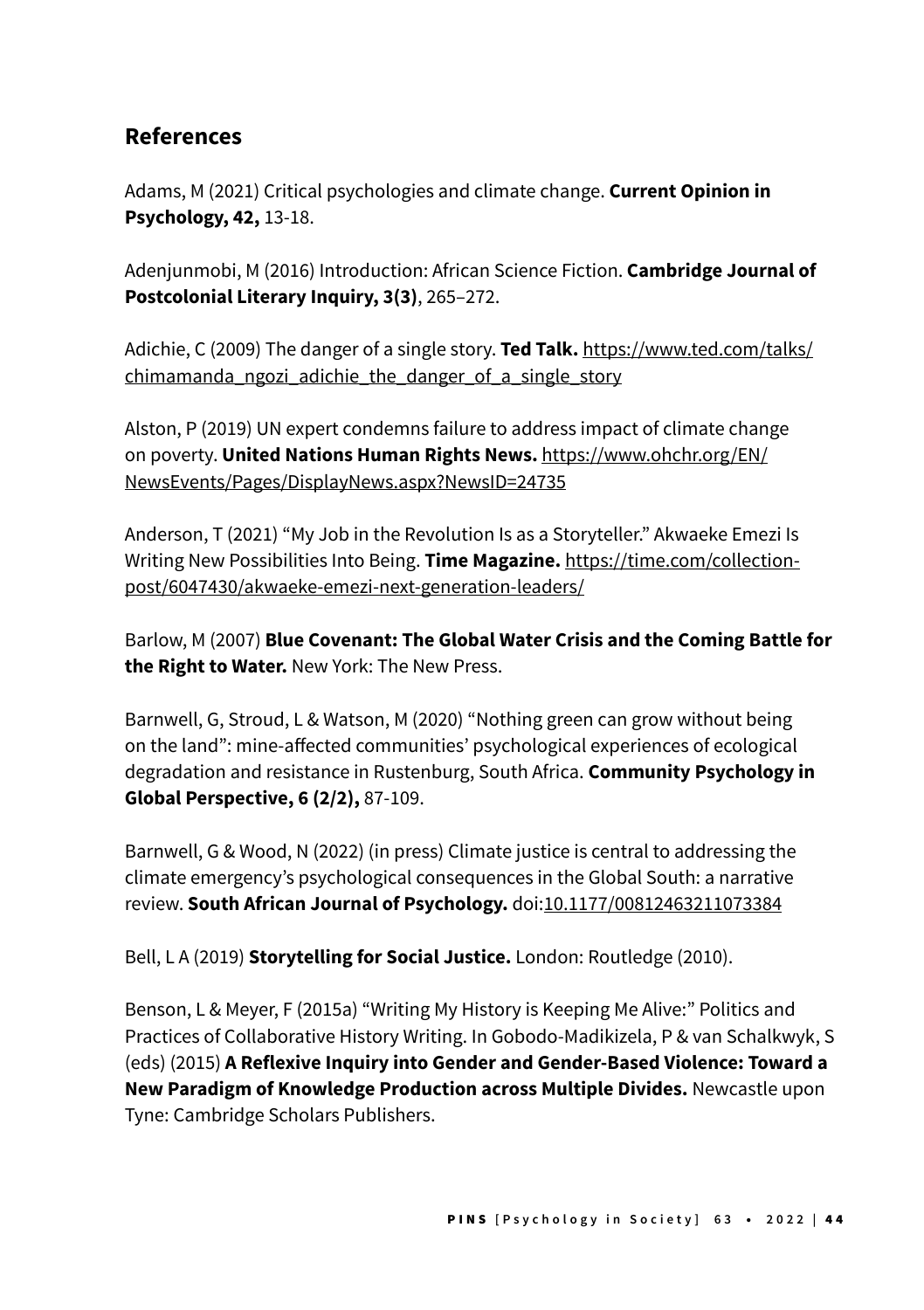## References

Adams, M (2021) Critical psychologies and climate change. **Current Opinion in Psychology, 42,** 13-18.

Adenjunmobi, M (2016) Introduction: African Science Fiction. **Cambridge Journal of Postcolonial Literary Inquiry, 3(3)**, 265–272.

Adichie, C (2009) The danger of a single story. **Ted Talk.** https://www.ted.com/talks/chimamanda_ngozi_adichie_the_danger_of_a_single_story

Alston, P (2019) UN expert condemns failure to address impact of climate change on poverty. **United Nations Human Rights News.** https://www.ohchr.org/EN/NewsEvents/Pages/DisplayNews.aspx?NewsID=24735

Anderson, T (2021) "My Job in the Revolution Is as a Storyteller." Akwaeke Emezi Is Writing New Possibilities Into Being. **Time Magazine.** https://time.com/collection-post/6047430/akwaeke-emezi-next-generation-leaders/

Barlow, M (2007) **Blue Covenant: The Global Water Crisis and the Coming Battle for the Right to Water.** New York: The New Press.

Barnwell, G, Stroud, L & Watson, M (2020) "Nothing green can grow without being on the land": mine-affected communities' psychological experiences of ecological degradation and resistance in Rustenburg, South Africa. **Community Psychology in Global Perspective, 6 (2/2),** 87-109.

Barnwell, G & Wood, N (2022) (in press) Climate justice is central to addressing the climate emergency's psychological consequences in the Global South: a narrative review. **South African Journal of Psychology.** doi:10.1177/00812463211073384

Bell, L A (2019) **Storytelling for Social Justice.** London: Routledge (2010).

Benson, L & Meyer, F (2015a) "Writing My History is Keeping Me Alive:" Politics and Practices of Collaborative History Writing. In Gobodo-Madikizela, P & van Schalkwyk, S (eds) (2015) **A Reflexive Inquiry into Gender and Gender-Based Violence: Toward a New Paradigm of Knowledge Production across Multiple Divides.** Newcastle upon Tyne: Cambridge Scholars Publishers.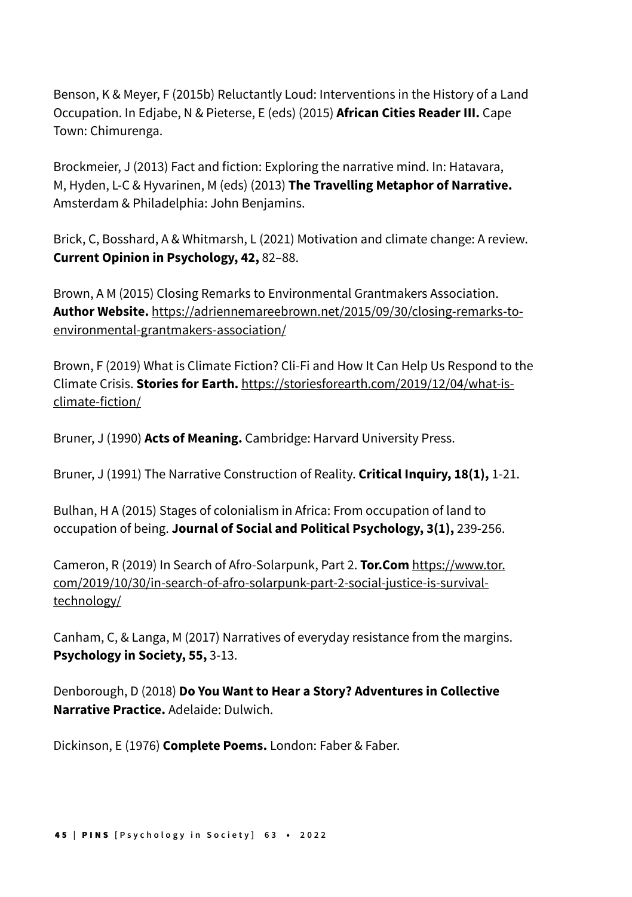Benson, K & Meyer, F (2015b) Reluctantly Loud: Interventions in the History of a Land Occupation. In Edjabe, N & Pieterse, E (eds) (2015) **African Cities Reader III.** Cape Town: Chimurenga.

Brockmeier, J (2013) Fact and fiction: Exploring the narrative mind. In: Hatavara, M, Hyden, L-C & Hyvarinen, M (eds) (2013) **The Travelling Metaphor of Narrative.** Amsterdam & Philadelphia: John Benjamins.

Brick, C, Bosshard, A & Whitmarsh, L (2021) Motivation and climate change: A review. **Current Opinion in Psychology, 42,** 82–88.

Brown, A M (2015) Closing Remarks to Environmental Grantmakers Association. **Author Website.** https://adriennemareebrown.net/2015/09/30/closing-remarks-to-environmental-grantmakers-association/

Brown, F (2019) What is Climate Fiction? Cli-Fi and How It Can Help Us Respond to the Climate Crisis. **Stories for Earth.** https://storiesforearth.com/2019/12/04/what-is-climate-fiction/

Bruner, J (1990) **Acts of Meaning.** Cambridge: Harvard University Press.

Bruner, J (1991) The Narrative Construction of Reality. **Critical Inquiry, 18(1),** 1-21.

Bulhan, H A (2015) Stages of colonialism in Africa: From occupation of land to occupation of being. **Journal of Social and Political Psychology, 3(1),** 239-256.

Cameron, R (2019) In Search of Afro-Solarpunk, Part 2. **Tor.Com** https://www.tor.com/2019/10/30/in-search-of-afro-solarpunk-part-2-social-justice-is-survival-technology/

Canham, C, & Langa, M (2017) Narratives of everyday resistance from the margins. **Psychology in Society, 55,** 3-13.

Denborough, D (2018) **Do You Want to Hear a Story? Adventures in Collective Narrative Practice.** Adelaide: Dulwich.

Dickinson, E (1976) **Complete Poems.** London: Faber & Faber.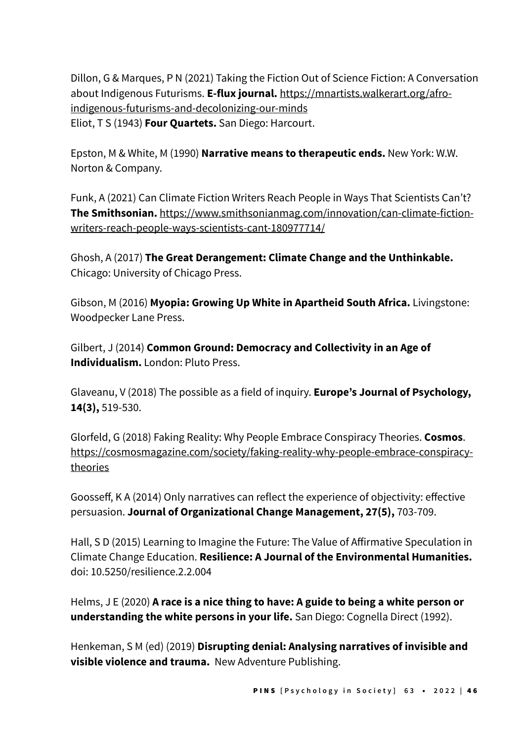Dillon, G & Marques, P N (2021) Taking the Fiction Out of Science Fiction: A Conversation about Indigenous Futurisms. **E-flux journal.** https://mnartists.walkerart.org/afro-indigenous-futurisms-and-decolonizing-our-minds
Eliot, T S (1943) **Four Quartets.** San Diego: Harcourt.

Epston, M & White, M (1990) **Narrative means to therapeutic ends.** New York: W.W. Norton & Company.

Funk, A (2021) Can Climate Fiction Writers Reach People in Ways That Scientists Can't? **The Smithsonian.** https://www.smithsonianmag.com/innovation/can-climate-fiction-writers-reach-people-ways-scientists-cant-180977714/

Ghosh, A (2017) **The Great Derangement: Climate Change and the Unthinkable.** Chicago: University of Chicago Press.

Gibson, M (2016) **Myopia: Growing Up White in Apartheid South Africa.** Livingstone: Woodpecker Lane Press.

Gilbert, J (2014) **Common Ground: Democracy and Collectivity in an Age of Individualism.** London: Pluto Press.

Glaveanu, V (2018) The possible as a field of inquiry. **Europe's Journal of Psychology, 14(3),** 519-530.

Glorfeld, G (2018) Faking Reality: Why People Embrace Conspiracy Theories. **Cosmos**. https://cosmosmagazine.com/society/faking-reality-why-people-embrace-conspiracy-theories

Goosseff, K A (2014) Only narratives can reflect the experience of objectivity: effective persuasion. **Journal of Organizational Change Management, 27(5),** 703-709.

Hall, S D (2015) Learning to Imagine the Future: The Value of Affirmative Speculation in Climate Change Education. **Resilience: A Journal of the Environmental Humanities.** doi: 10.5250/resilience.2.2.004

Helms, J E (2020) **A race is a nice thing to have: A guide to being a white person or understanding the white persons in your life.** San Diego: Cognella Direct (1992).

Henkeman, S M (ed) (2019) **Disrupting denial: Analysing narratives of invisible and visible violence and trauma.** New Adventure Publishing.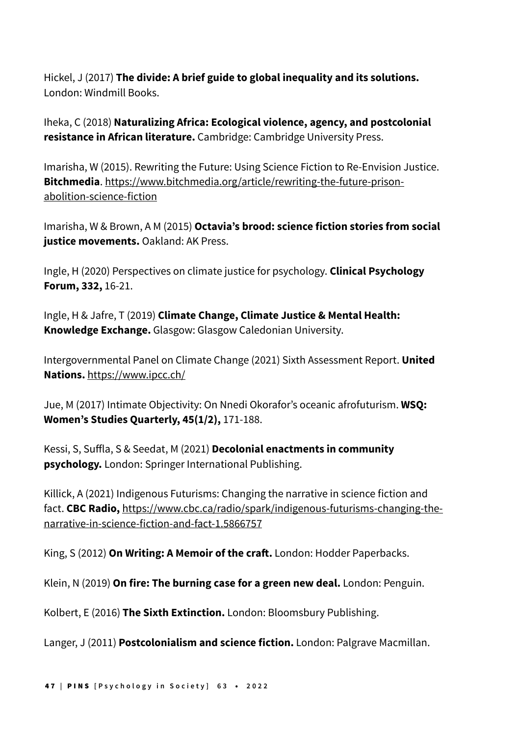Hickel, J (2017) **The divide: A brief guide to global inequality and its solutions.** London: Windmill Books.

Iheka, C (2018) **Naturalizing Africa: Ecological violence, agency, and postcolonial resistance in African literature.** Cambridge: Cambridge University Press.

Imarisha, W (2015). Rewriting the Future: Using Science Fiction to Re-Envision Justice. **Bitchmedia**. https://www.bitchmedia.org/article/rewriting-the-future-prison-abolition-science-fiction

Imarisha, W & Brown, A M (2015) **Octavia's brood: science fiction stories from social justice movements.** Oakland: AK Press.

Ingle, H (2020) Perspectives on climate justice for psychology. **Clinical Psychology Forum, 332,** 16-21.

Ingle, H & Jafre, T (2019) **Climate Change, Climate Justice & Mental Health: Knowledge Exchange.** Glasgow: Glasgow Caledonian University.

Intergovernmental Panel on Climate Change (2021) Sixth Assessment Report. **United Nations.** https://www.ipcc.ch/

Jue, M (2017) Intimate Objectivity: On Nnedi Okorafor's oceanic afrofuturism. **WSQ: Women's Studies Quarterly, 45(1/2),** 171-188.

Kessi, S, Suffla, S & Seedat, M (2021) **Decolonial enactments in community psychology.** London: Springer International Publishing.

Killick, A (2021) Indigenous Futurisms: Changing the narrative in science fiction and fact. **CBC Radio,** https://www.cbc.ca/radio/spark/indigenous-futurisms-changing-the-narrative-in-science-fiction-and-fact-1.5866757

King, S (2012) **On Writing: A Memoir of the craft.** London: Hodder Paperbacks.

Klein, N (2019) **On fire: The burning case for a green new deal.** London: Penguin.

Kolbert, E (2016) **The Sixth Extinction.** London: Bloomsbury Publishing.

Langer, J (2011) **Postcolonialism and science fiction.** London: Palgrave Macmillan.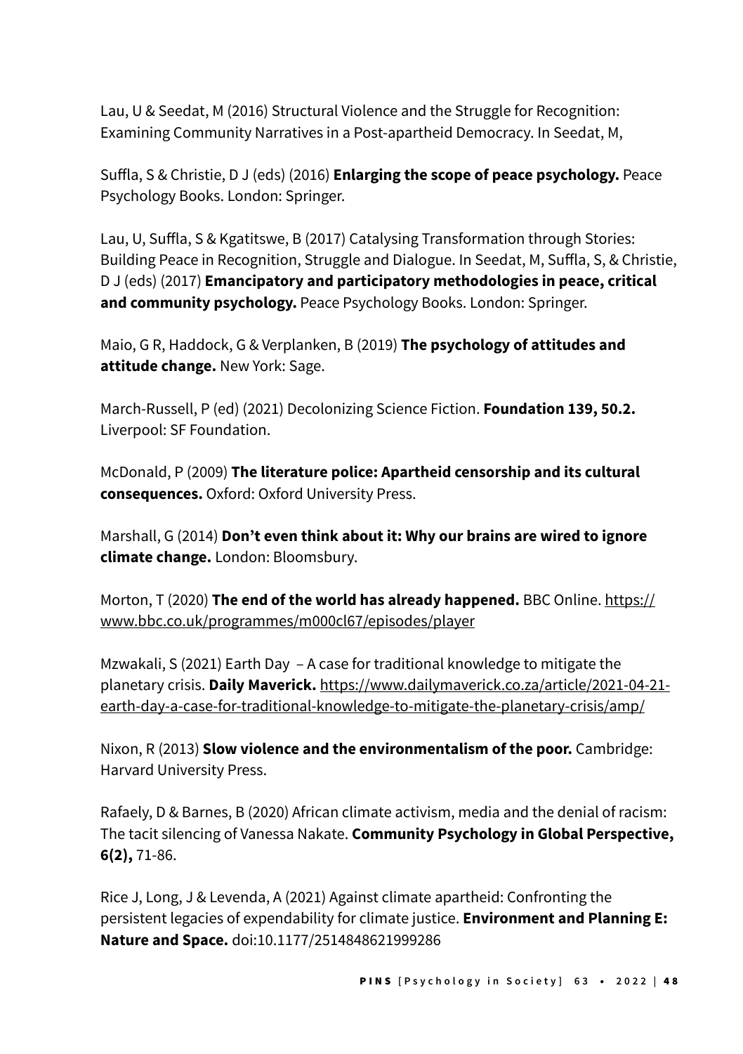Lau, U & Seedat, M (2016) Structural Violence and the Struggle for Recognition: Examining Community Narratives in a Post-apartheid Democracy. In Seedat, M,

Suffla, S & Christie, D J (eds) (2016) **Enlarging the scope of peace psychology.** Peace Psychology Books. London: Springer.

Lau, U, Suffla, S & Kgatitswe, B (2017) Catalysing Transformation through Stories: Building Peace in Recognition, Struggle and Dialogue. In Seedat, M, Suffla, S, & Christie, D J (eds) (2017) **Emancipatory and participatory methodologies in peace, critical and community psychology.** Peace Psychology Books. London: Springer.

Maio, G R, Haddock, G & Verplanken, B (2019) **The psychology of attitudes and attitude change.** New York: Sage.

March-Russell, P (ed) (2021) Decolonizing Science Fiction. **Foundation 139, 50.2.** Liverpool: SF Foundation.

McDonald, P (2009) **The literature police: Apartheid censorship and its cultural consequences.** Oxford: Oxford University Press.

Marshall, G (2014) **Don't even think about it: Why our brains are wired to ignore climate change.** London: Bloomsbury.

Morton, T (2020) **The end of the world has already happened.** BBC Online. https://www.bbc.co.uk/programmes/m000cl67/episodes/player

Mzwakali, S (2021) Earth Day – A case for traditional knowledge to mitigate the planetary crisis. **Daily Maverick.** https://www.dailymaverick.co.za/article/2021-04-21-earth-day-a-case-for-traditional-knowledge-to-mitigate-the-planetary-crisis/amp/

Nixon, R (2013) **Slow violence and the environmentalism of the poor.** Cambridge: Harvard University Press.

Rafaely, D & Barnes, B (2020) African climate activism, media and the denial of racism: The tacit silencing of Vanessa Nakate. **Community Psychology in Global Perspective, 6(2),** 71-86.

Rice J, Long, J & Levenda, A (2021) Against climate apartheid: Confronting the persistent legacies of expendability for climate justice. **Environment and Planning E: Nature and Space.** doi:10.1177/2514848621999286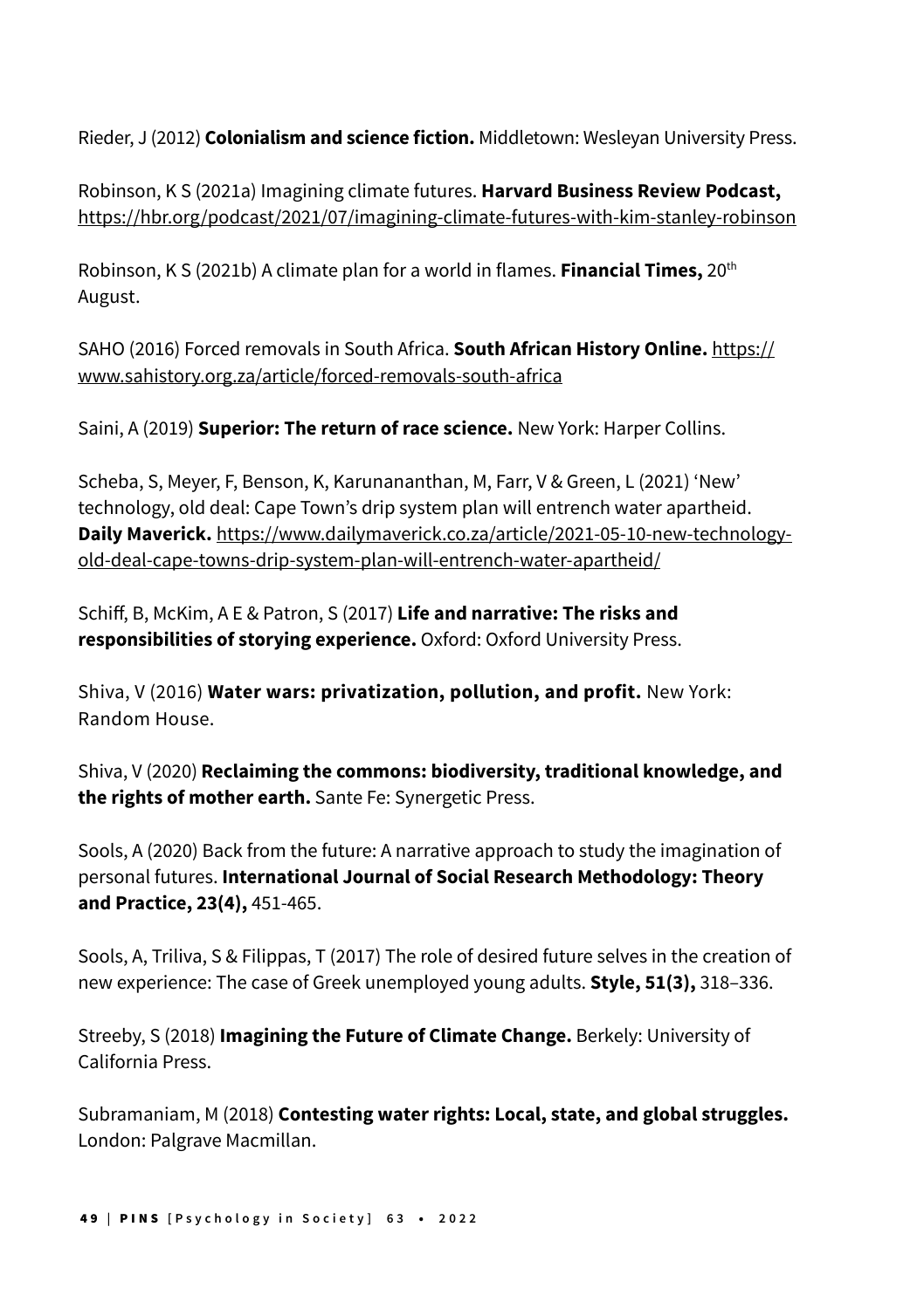Rieder, J (2012) **Colonialism and science fiction.** Middletown: Wesleyan University Press.

Robinson, K S (2021a) Imagining climate futures. **Harvard Business Review Podcast,** https://hbr.org/podcast/2021/07/imagining-climate-futures-with-kim-stanley-robinson

Robinson, K S (2021b) A climate plan for a world in flames. **Financial Times,** 20th August.

SAHO (2016) Forced removals in South Africa. **South African History Online.** https://www.sahistory.org.za/article/forced-removals-south-africa

Saini, A (2019) **Superior: The return of race science.** New York: Harper Collins.

Scheba, S, Meyer, F, Benson, K, Karunananthan, M, Farr, V & Green, L (2021) 'New' technology, old deal: Cape Town's drip system plan will entrench water apartheid. **Daily Maverick.** https://www.dailymaverick.co.za/article/2021-05-10-new-technology-old-deal-cape-towns-drip-system-plan-will-entrench-water-apartheid/

Schiff, B, McKim, A E & Patron, S (2017) **Life and narrative: The risks and responsibilities of storying experience.** Oxford: Oxford University Press.

Shiva, V (2016) **Water wars: privatization, pollution, and profit.** New York: Random House.

Shiva, V (2020) **Reclaiming the commons: biodiversity, traditional knowledge, and the rights of mother earth.** Sante Fe: Synergetic Press.

Sools, A (2020) Back from the future: A narrative approach to study the imagination of personal futures. **International Journal of Social Research Methodology: Theory and Practice, 23(4),** 451-465.

Sools, A, Triliva, S & Filippas, T (2017) The role of desired future selves in the creation of new experience: The case of Greek unemployed young adults. **Style, 51(3),** 318–336.

Streeby, S (2018) **Imagining the Future of Climate Change.** Berkely: University of California Press.

Subramaniam, M (2018) **Contesting water rights: Local, state, and global struggles.** London: Palgrave Macmillan.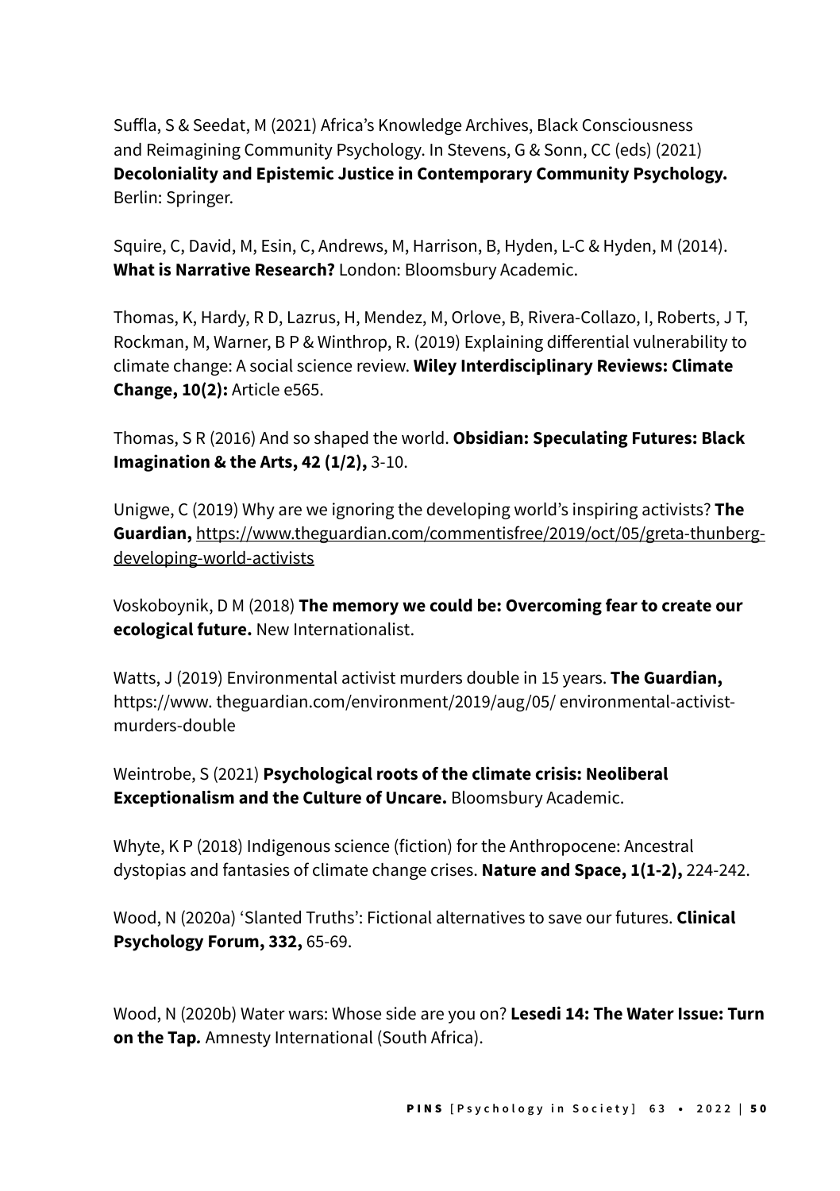Suffla, S & Seedat, M (2021) Africa's Knowledge Archives, Black Consciousness and Reimagining Community Psychology. In Stevens, G & Sonn, CC (eds) (2021) **Decoloniality and Epistemic Justice in Contemporary Community Psychology.** Berlin: Springer.

Squire, C, David, M, Esin, C, Andrews, M, Harrison, B, Hyden, L-C & Hyden, M (2014). **What is Narrative Research?** London: Bloomsbury Academic.

Thomas, K, Hardy, R D, Lazrus, H, Mendez, M, Orlove, B, Rivera-Collazo, I, Roberts, J T, Rockman, M, Warner, B P & Winthrop, R. (2019) Explaining differential vulnerability to climate change: A social science review. **Wiley Interdisciplinary Reviews: Climate Change, 10(2):** Article e565.

Thomas, S R (2016) And so shaped the world. **Obsidian: Speculating Futures: Black Imagination & the Arts, 42 (1/2),** 3-10.

Unigwe, C (2019) Why are we ignoring the developing world's inspiring activists? **The Guardian,** https://www.theguardian.com/commentisfree/2019/oct/05/greta-thunberg-developing-world-activists

Voskoboynik, D M (2018) **The memory we could be: Overcoming fear to create our ecological future.** New Internationalist.

Watts, J (2019) Environmental activist murders double in 15 years. **The Guardian,** https://www. theguardian.com/environment/2019/aug/05/ environmental-activist-murders-double

Weintrobe, S (2021) **Psychological roots of the climate crisis: Neoliberal Exceptionalism and the Culture of Uncare.** Bloomsbury Academic.

Whyte, K P (2018) Indigenous science (fiction) for the Anthropocene: Ancestral dystopias and fantasies of climate change crises. **Nature and Space, 1(1-2),** 224-242.

Wood, N (2020a) 'Slanted Truths': Fictional alternatives to save our futures. **Clinical Psychology Forum, 332,** 65-69.

Wood, N (2020b) Water wars: Whose side are you on? **Lesedi 14: The Water Issue: Turn on the Tap.** Amnesty International (South Africa).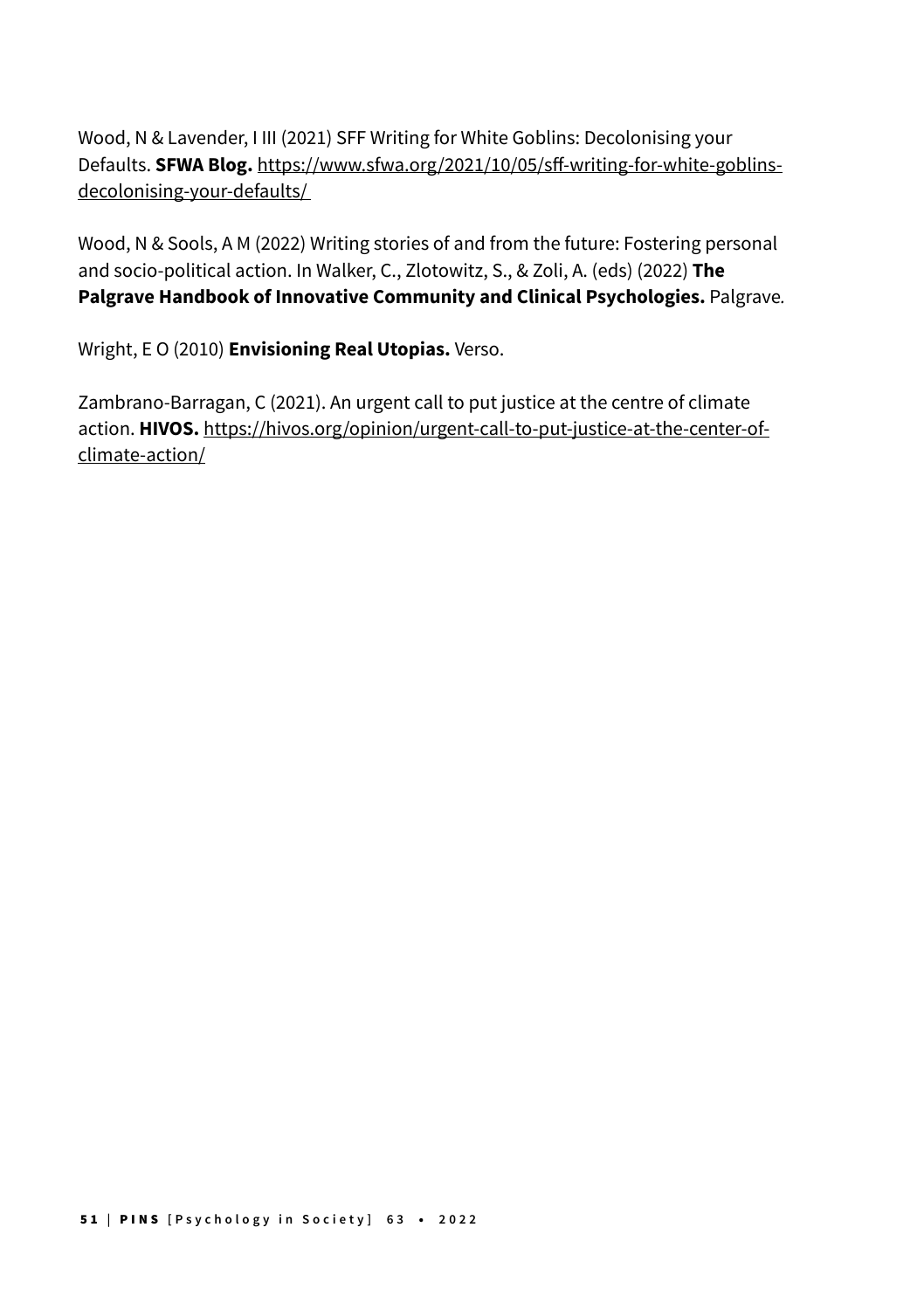Wood, N & Lavender, I III (2021) SFF Writing for White Goblins: Decolonising your Defaults. **SFWA Blog.** https://www.sfwa.org/2021/10/05/sff-writing-for-white-goblins-decolonising-your-defaults/

Wood, N & Sools, A M (2022) Writing stories of and from the future: Fostering personal and socio-political action. In Walker, C., Zlotowitz, S., & Zoli, A. (eds) (2022) **The Palgrave Handbook of Innovative Community and Clinical Psychologies.** Palgrave.

Wright, E O (2010) **Envisioning Real Utopias.** Verso.

Zambrano-Barragan, C (2021). An urgent call to put justice at the centre of climate action. **HIVOS.** https://hivos.org/opinion/urgent-call-to-put-justice-at-the-center-of-climate-action/